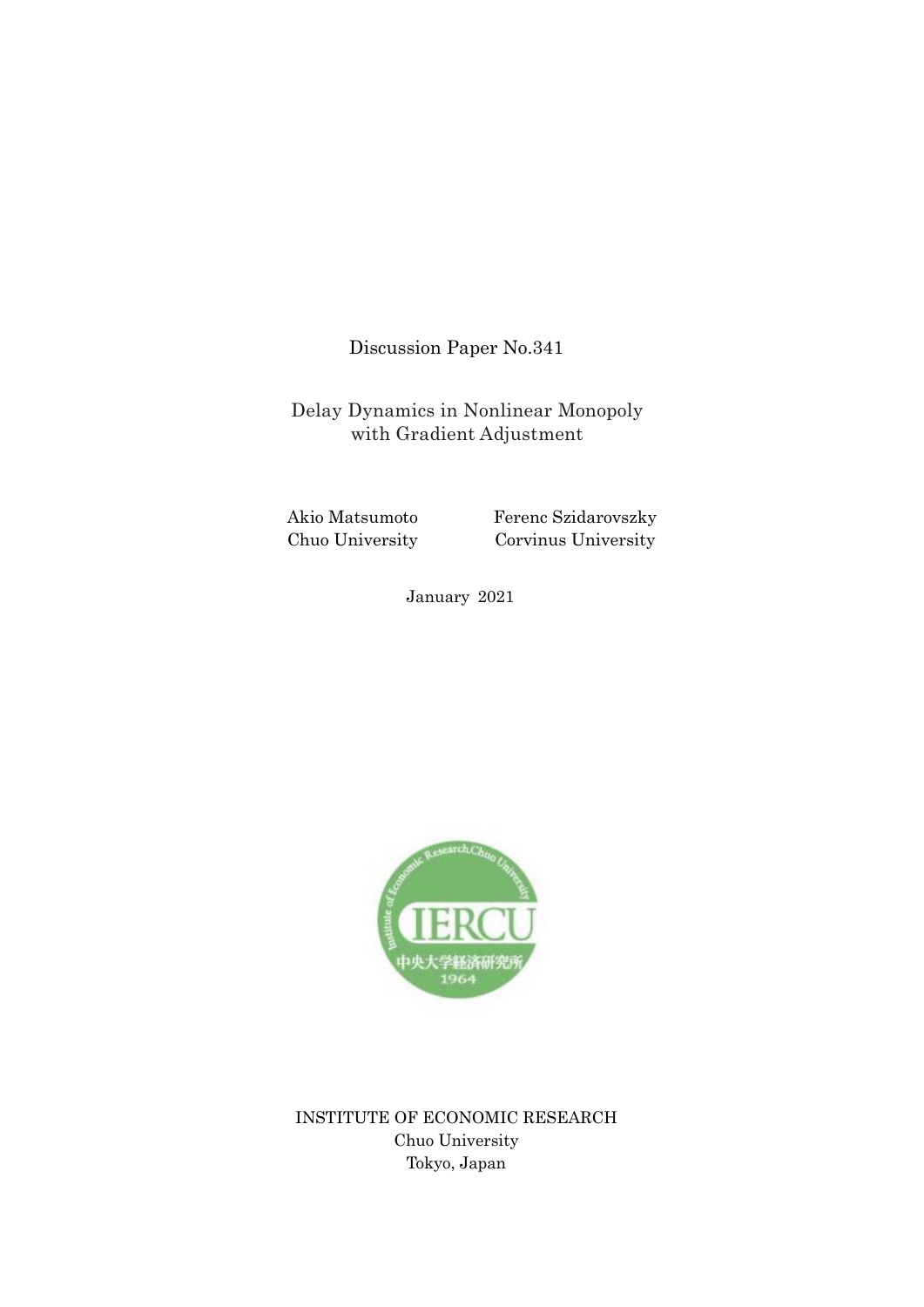Discussion Paper No.341

# Delay Dynamics in Nonlinear Monopoly with Gradient Adjustment

Akio Matsumoto
Chuo University

Ferenc Szidarovszky
Corvinus University

January 2021

INSTITUTE OF ECONOMIC RESEARCH
Chuo University
Tokyo, Japan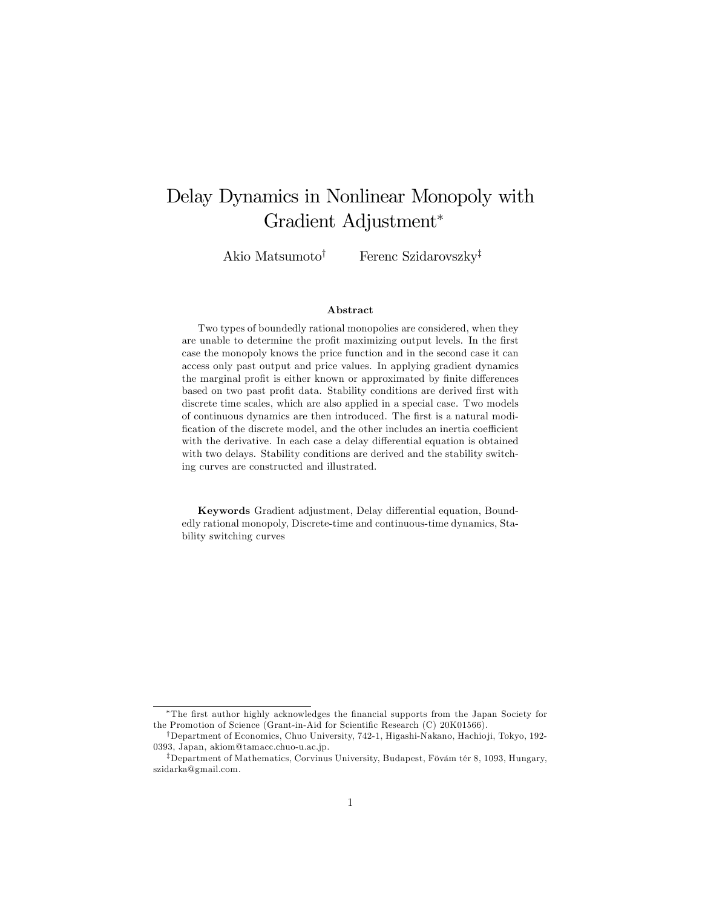# Delay Dynamics in Nonlinear Monopoly with Gradient Adjustment*

Akio Matsumoto† Ferenc Szidarovszky‡

### Abstract

Two types of boundedly rational monopolies are considered, when they are unable to determine the profit maximizing output levels. In the first case the monopoly knows the price function and in the second case it can access only past output and price values. In applying gradient dynamics the marginal profit is either known or approximated by finite differences based on two past profit data. Stability conditions are derived first with discrete time scales, which are also applied in a special case. Two models of continuous dynamics are then introduced. The first is a natural modification of the discrete model, and the other includes an inertia coefficient with the derivative. In each case a delay differential equation is obtained with two delays. Stability conditions are derived and the stability switching curves are constructed and illustrated.

**Keywords** Gradient adjustment, Delay differential equation, Boundedly rational monopoly, Discrete-time and continuous-time dynamics, Stability switching curves

---

*The first author highly acknowledges the financial supports from the Japan Society for the Promotion of Science (Grant-in-Aid for Scientific Research (C) 20K01566).

†Department of Economics, Chuo University, 742-1, Higashi-Nakano, Hachioji, Tokyo, 192-0393, Japan, akiom@tamacc.chuo-u.ac.jp.

‡Department of Mathematics, Corvinus University, Budapest, Fövám tér 8, 1093, Hungary, szidarka@gmail.com.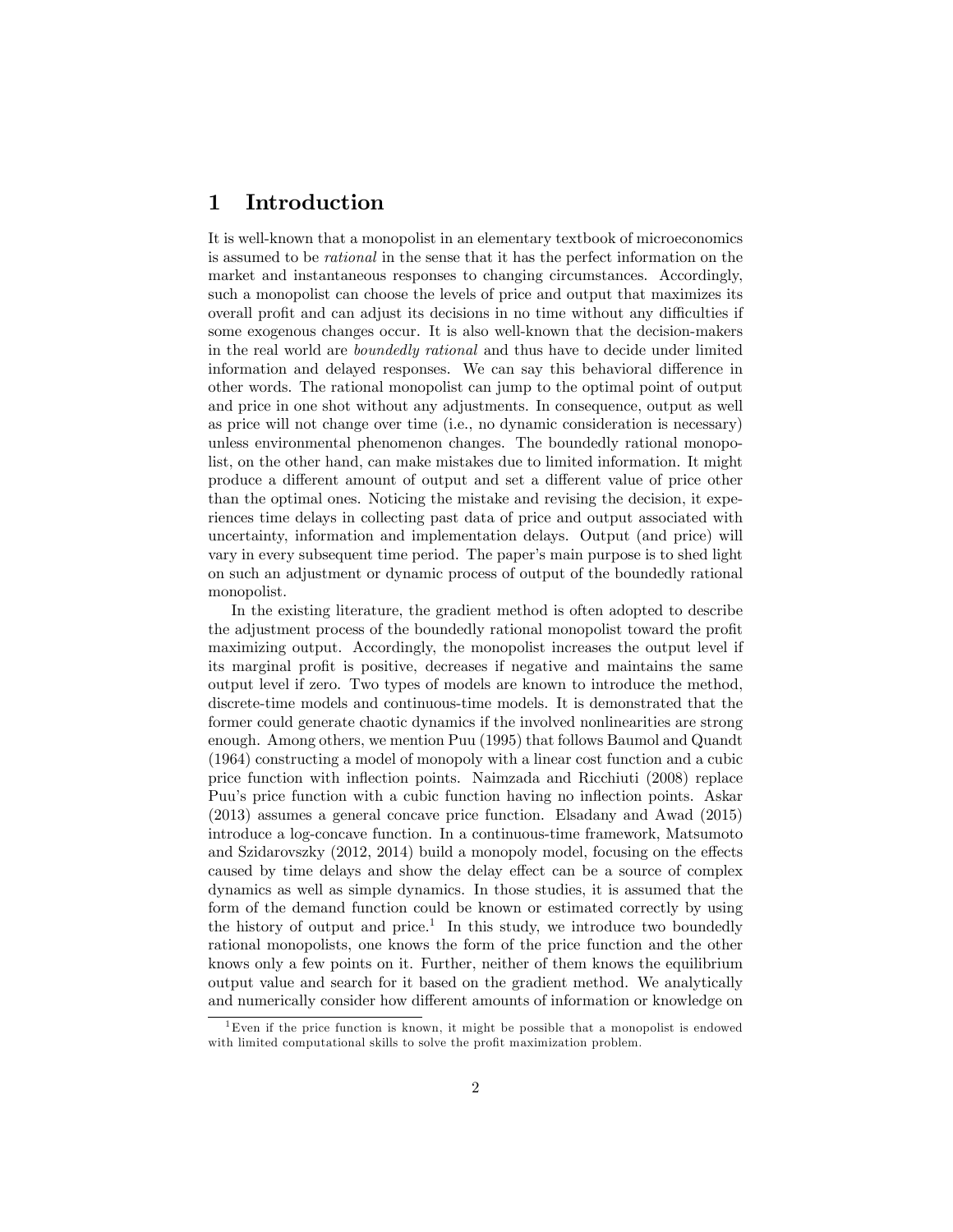# 1 Introduction

It is well-known that a monopolist in an elementary textbook of microeconomics is assumed to be *rational* in the sense that it has the perfect information on the market and instantaneous responses to changing circumstances. Accordingly, such a monopolist can choose the levels of price and output that maximizes its overall profit and can adjust its decisions in no time without any difficulties if some exogenous changes occur. It is also well-known that the decision-makers in the real world are *boundedly rational* and thus have to decide under limited information and delayed responses. We can say this behavioral difference in other words. The rational monopolist can jump to the optimal point of output and price in one shot without any adjustments. In consequence, output as well as price will not change over time (i.e., no dynamic consideration is necessary) unless environmental phenomenon changes. The boundedly rational monopolist, on the other hand, can make mistakes due to limited information. It might produce a different amount of output and set a different value of price other than the optimal ones. Noticing the mistake and revising the decision, it experiences time delays in collecting past data of price and output associated with uncertainty, information and implementation delays. Output (and price) will vary in every subsequent time period. The paper's main purpose is to shed light on such an adjustment or dynamic process of output of the boundedly rational monopolist.

In the existing literature, the gradient method is often adopted to describe the adjustment process of the boundedly rational monopolist toward the profit maximizing output. Accordingly, the monopolist increases the output level if its marginal profit is positive, decreases if negative and maintains the same output level if zero. Two types of models are known to introduce the method, discrete-time models and continuous-time models. It is demonstrated that the former could generate chaotic dynamics if the involved nonlinearities are strong enough. Among others, we mention Puu (1995) that follows Baumol and Quandt (1964) constructing a model of monopoly with a linear cost function and a cubic price function with inflection points. Naimzada and Ricchiuti (2008) replace Puu's price function with a cubic function having no inflection points. Askar (2013) assumes a general concave price function. Elsadany and Awad (2015) introduce a log-concave function. In a continuous-time framework, Matsumoto and Szidarovszky (2012, 2014) build a monopoly model, focusing on the effects caused by time delays and show the delay effect can be a source of complex dynamics as well as simple dynamics. In those studies, it is assumed that the form of the demand function could be known or estimated correctly by using the history of output and price.[1] In this study, we introduce two boundedly rational monopolists, one knows the form of the price function and the other knows only a few points on it. Further, neither of them knows the equilibrium output value and search for it based on the gradient method. We analytically and numerically consider how different amounts of information or knowledge on

[1] Even if the price function is known, it might be possible that a monopolist is endowed with limited computational skills to solve the profit maximization problem.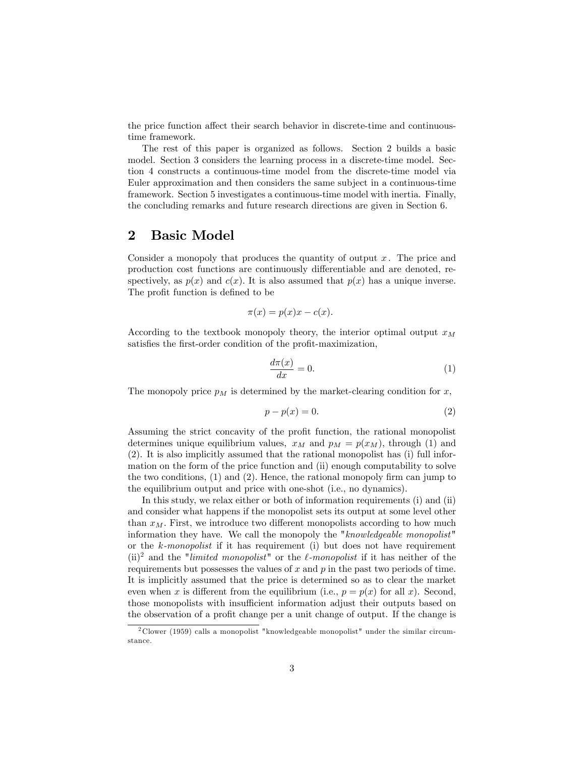the price function affect their search behavior in discrete-time and continuous-time framework.

The rest of this paper is organized as follows. Section 2 builds a basic model. Section 3 considers the learning process in a discrete-time model. Section 4 constructs a continuous-time model from the discrete-time model via Euler approximation and then considers the same subject in a continuous-time framework. Section 5 investigates a continuous-time model with inertia. Finally, the concluding remarks and future research directions are given in Section 6.

## 2 Basic Model

Consider a monopoly that produces the quantity of output $x$. The price and production cost functions are continuously differentiable and are denoted, respectively, as $p(x)$ and $c(x)$. It is also assumed that $p(x)$ has a unique inverse. The profit function is defined to be

$$\pi(x) = p(x)x - c(x).$$

According to the textbook monopoly theory, the interior optimal output $x_M$ satisfies the first-order condition of the profit-maximization,

$$\frac{d\pi(x)}{dx} = 0. \tag{1}$$

The monopoly price $p_M$ is determined by the market-clearing condition for $x$,

$$p - p(x) = 0. \tag{2}$$

Assuming the strict concavity of the profit function, the rational monopolist determines unique equilibrium values, $x_M$ and $p_M = p(x_M)$, through (1) and (2). It is also implicitly assumed that the rational monopolist has (i) full information on the form of the price function and (ii) enough computability to solve the two conditions, (1) and (2). Hence, the rational monopoly firm can jump to the equilibrium output and price with one-shot (i.e., no dynamics).

In this study, we relax either or both of information requirements (i) and (ii) and consider what happens if the monopolist sets its output at some level other than $x_M$. First, we introduce two different monopolists according to how much information they have. We call the monopoly the "*knowledgeable monopolist*" or the *k-monopolist* if it has requirement (i) but does not have requirement (ii)[2] and the "*limited monopolist*" or the *ℓ-monopolist* if it has neither of the requirements but possesses the values of $x$ and $p$ in the past two periods of time. It is implicitly assumed that the price is determined so as to clear the market even when $x$ is different from the equilibrium (i.e., $p = p(x)$ for all $x$). Second, those monopolists with insufficient information adjust their outputs based on the observation of a profit change per a unit change of output. If the change is

[2] Clower (1959) calls a monopolist "knowledgeable monopolist" under the similar circumstance.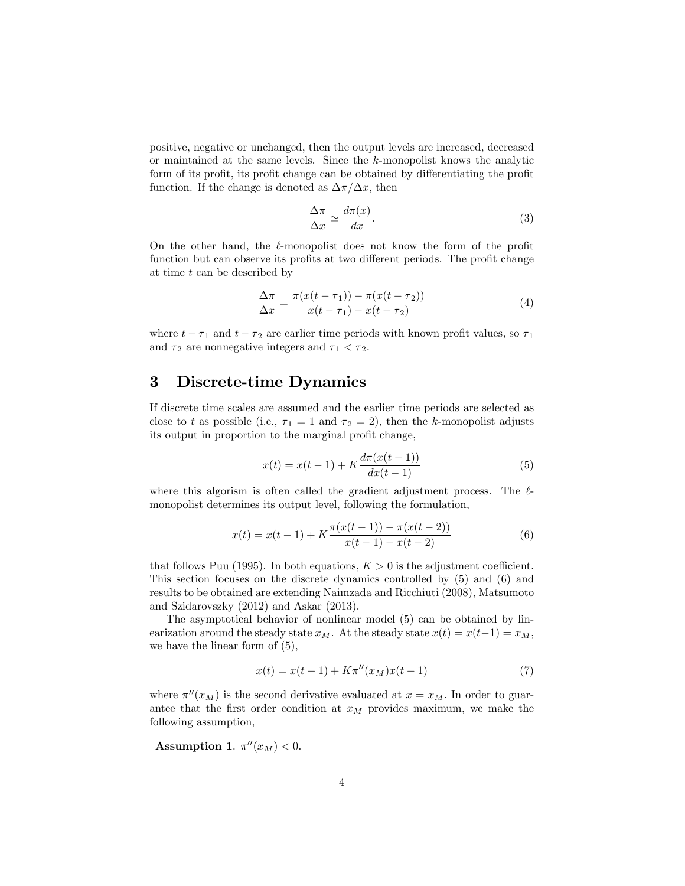positive, negative or unchanged, then the output levels are increased, decreased or maintained at the same levels. Since the $k$-monopolist knows the analytic form of its profit, its profit change can be obtained by differentiating the profit function. If the change is denoted as $\Delta\pi/\Delta x$, then

$$\frac{\Delta\pi}{\Delta x} \simeq \frac{d\pi(x)}{dx}. \tag{3}$$

On the other hand, the $\ell$-monopolist does not know the form of the profit function but can observe its profits at two different periods. The profit change at time $t$ can be described by

$$\frac{\Delta\pi}{\Delta x} = \frac{\pi(x(t-\tau_1)) - \pi(x(t-\tau_2))}{x(t-\tau_1) - x(t-\tau_2)} \tag{4}$$

where $t-\tau_1$ and $t-\tau_2$ are earlier time periods with known profit values, so $\tau_1$ and $\tau_2$ are nonnegative integers and $\tau_1 < \tau_2$.

## 3 Discrete-time Dynamics

If discrete time scales are assumed and the earlier time periods are selected as close to $t$ as possible (i.e., $\tau_1 = 1$ and $\tau_2 = 2$), then the $k$-monopolist adjusts its output in proportion to the marginal profit change,

$$x(t) = x(t-1) + K\frac{d\pi(x(t-1))}{dx(t-1)} \tag{5}$$

where this algorism is often called the gradient adjustment process. The $\ell$-monopolist determines its output level, following the formulation,

$$x(t) = x(t-1) + K\frac{\pi(x(t-1)) - \pi(x(t-2))}{x(t-1) - x(t-2)} \tag{6}$$

that follows Puu (1995). In both equations, $K > 0$ is the adjustment coefficient. This section focuses on the discrete dynamics controlled by (5) and (6) and results to be obtained are extending Naimzada and Ricchiuti (2008), Matsumoto and Szidarovszky (2012) and Askar (2013).

The asymptotical behavior of nonlinear model (5) can be obtained by linearization around the steady state $x_M$. At the steady state $x(t) = x(t-1) = x_M$, we have the linear form of (5),

$$x(t) = x(t-1) + K\pi''(x_M)x(t-1) \tag{7}$$

where $\pi''(x_M)$ is the second derivative evaluated at $x = x_M$. In order to guarantee that the first order condition at $x_M$ provides maximum, we make the following assumption,

**Assumption 1**. $\pi''(x_M) < 0$.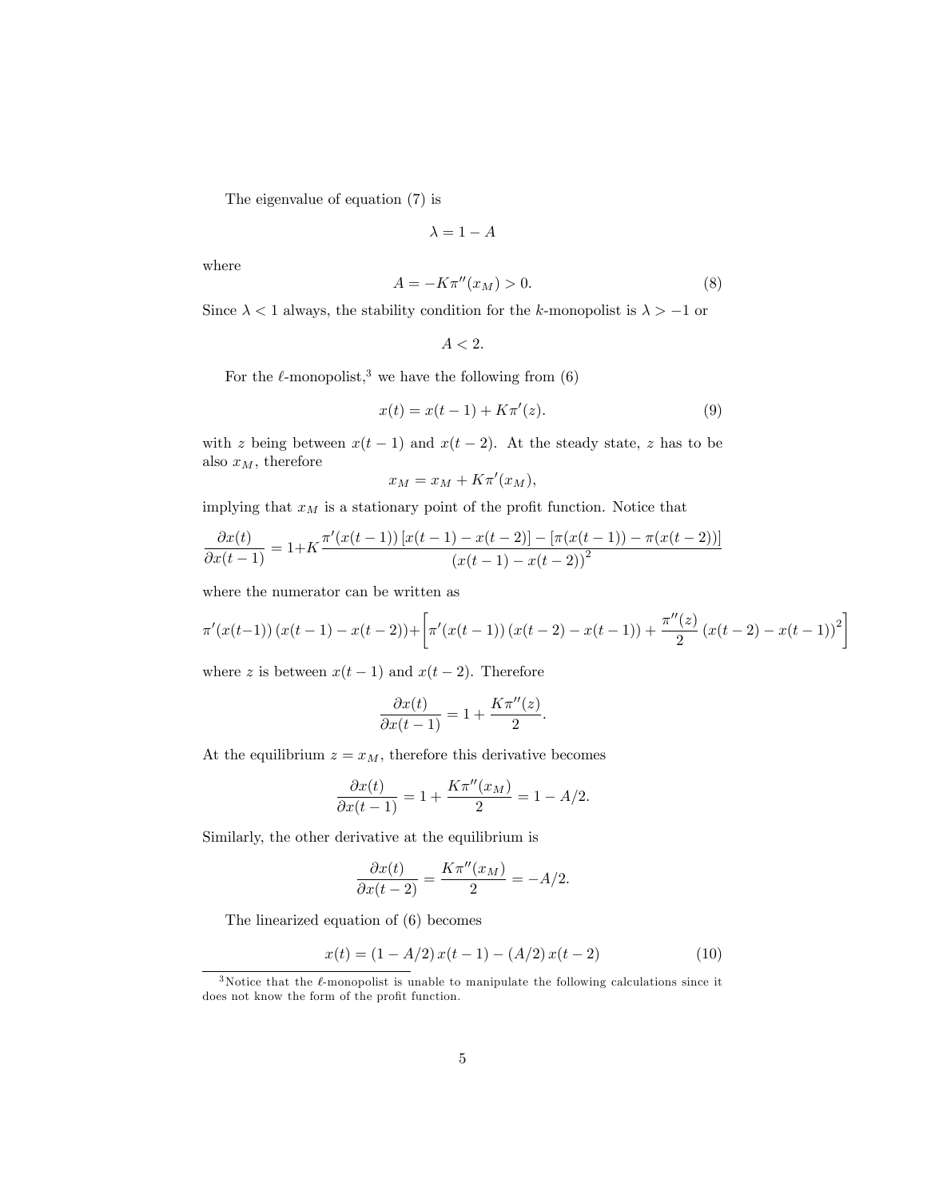The eigenvalue of equation (7) is

$$\lambda = 1 - A$$

where

$$A = -K\pi''(x_M) > 0. \tag{8}$$

Since $\lambda < 1$ always, the stability condition for the $k$-monopolist is $\lambda > -1$ or

$$A < 2.$$

For the $\ell$-monopolist,[3] we have the following from (6)

$$x(t) = x(t-1) + K\pi'(z). \tag{9}$$

with $z$ being between $x(t-1)$ and $x(t-2)$. At the steady state, $z$ has to be also $x_M$, therefore

$$x_M = x_M + K\pi'(x_M),$$

implying that $x_M$ is a stationary point of the profit function. Notice that

$$\frac{\partial x(t)}{\partial x(t-1)} = 1 + K\frac{\pi'(x(t-1))\left[x(t-1) - x(t-2)\right] - \left[\pi(x(t-1)) - \pi(x(t-2))\right]}{\left(x(t-1) - x(t-2)\right)^2}$$

where the numerator can be written as

$$\pi'(x(t-1))\left(x(t-1) - x(t-2)\right) + \left[\pi'(x(t-1))\left(x(t-2) - x(t-1)\right) + \frac{\pi''(z)}{2}\left(x(t-2) - x(t-1)\right)^2\right]$$

where $z$ is between $x(t-1)$ and $x(t-2)$. Therefore

$$\frac{\partial x(t)}{\partial x(t-1)} = 1 + \frac{K\pi''(z)}{2}.$$

At the equilibrium $z = x_M$, therefore this derivative becomes

$$\frac{\partial x(t)}{\partial x(t-1)} = 1 + \frac{K\pi''(x_M)}{2} = 1 - A/2.$$

Similarly, the other derivative at the equilibrium is

$$\frac{\partial x(t)}{\partial x(t-2)} = \frac{K\pi''(x_M)}{2} = -A/2.$$

The linearized equation of (6) becomes

$$x(t) = (1 - A/2)\,x(t-1) - (A/2)\,x(t-2) \tag{10}$$

[3] Notice that the $\ell$-monopolist is unable to manipulate the following calculations since it does not know the form of the profit function.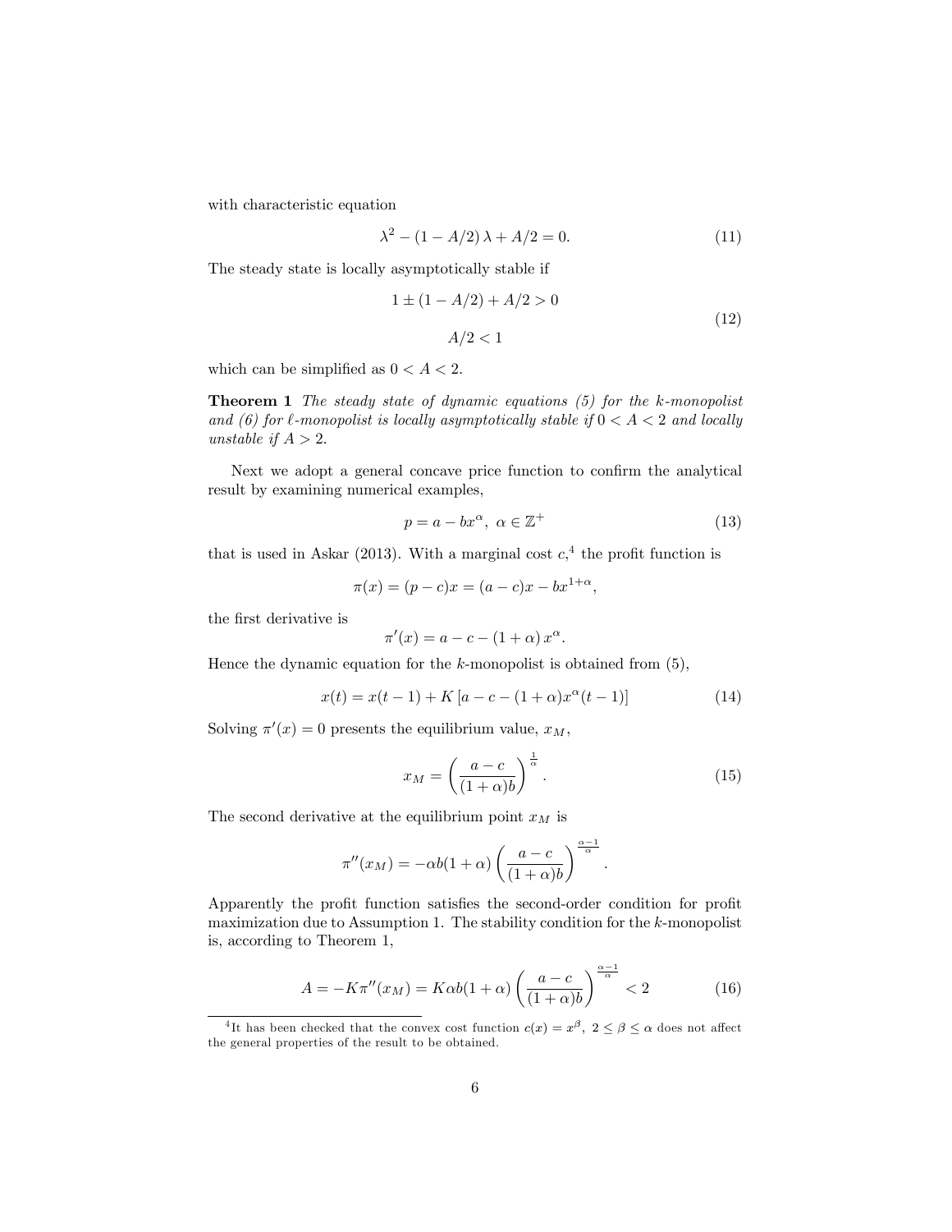with characteristic equation

$$\lambda^2 - (1 - A/2)\,\lambda + A/2 = 0. \tag{11}$$

The steady state is locally asymptotically stable if

$$\begin{gathered} 1 \pm (1 - A/2) + A/2 > 0 \\ A/2 < 1 \end{gathered} \tag{12}$$

which can be simplified as $0 < A < 2$.

**Theorem 1** *The steady state of dynamic equations (5) for the $k$-monopolist and (6) for $\ell$-monopolist is locally asymptotically stable if $0 < A < 2$ and locally unstable if $A > 2$.*

Next we adopt a general concave price function to confirm the analytical result by examining numerical examples,

$$p = a - bx^{\alpha},\ \alpha \in \mathbb{Z}^{+} \tag{13}$$

that is used in Askar (2013). With a marginal cost $c$,[4] the profit function is

$$\pi(x) = (p - c)x = (a - c)x - bx^{1+\alpha},$$

the first derivative is

$$\pi'(x) = a - c - (1 + \alpha)\,x^{\alpha}.$$

Hence the dynamic equation for the $k$-monopolist is obtained from (5),

$$x(t) = x(t-1) + K\left[a - c - (1+\alpha)x^{\alpha}(t-1)\right] \tag{14}$$

Solving $\pi'(x) = 0$ presents the equilibrium value, $x_M$,

$$x_M = \left(\frac{a - c}{(1+\alpha)b}\right)^{\frac{1}{\alpha}}. \tag{15}$$

The second derivative at the equilibrium point $x_M$ is

$$\pi''(x_M) = -\alpha b(1+\alpha)\left(\frac{a-c}{(1+\alpha)b}\right)^{\frac{\alpha-1}{\alpha}}.$$

Apparently the profit function satisfies the second-order condition for profit maximization due to Assumption 1. The stability condition for the $k$-monopolist is, according to Theorem 1,

$$A = -K\pi''(x_M) = K\alpha b(1+\alpha)\left(\frac{a-c}{(1+\alpha)b}\right)^{\frac{\alpha-1}{\alpha}} < 2 \tag{16}$$

---

[4] It has been checked that the convex cost function $c(x) = x^{\beta},\ 2 \le \beta \le \alpha$ does not affect the general properties of the result to be obtained.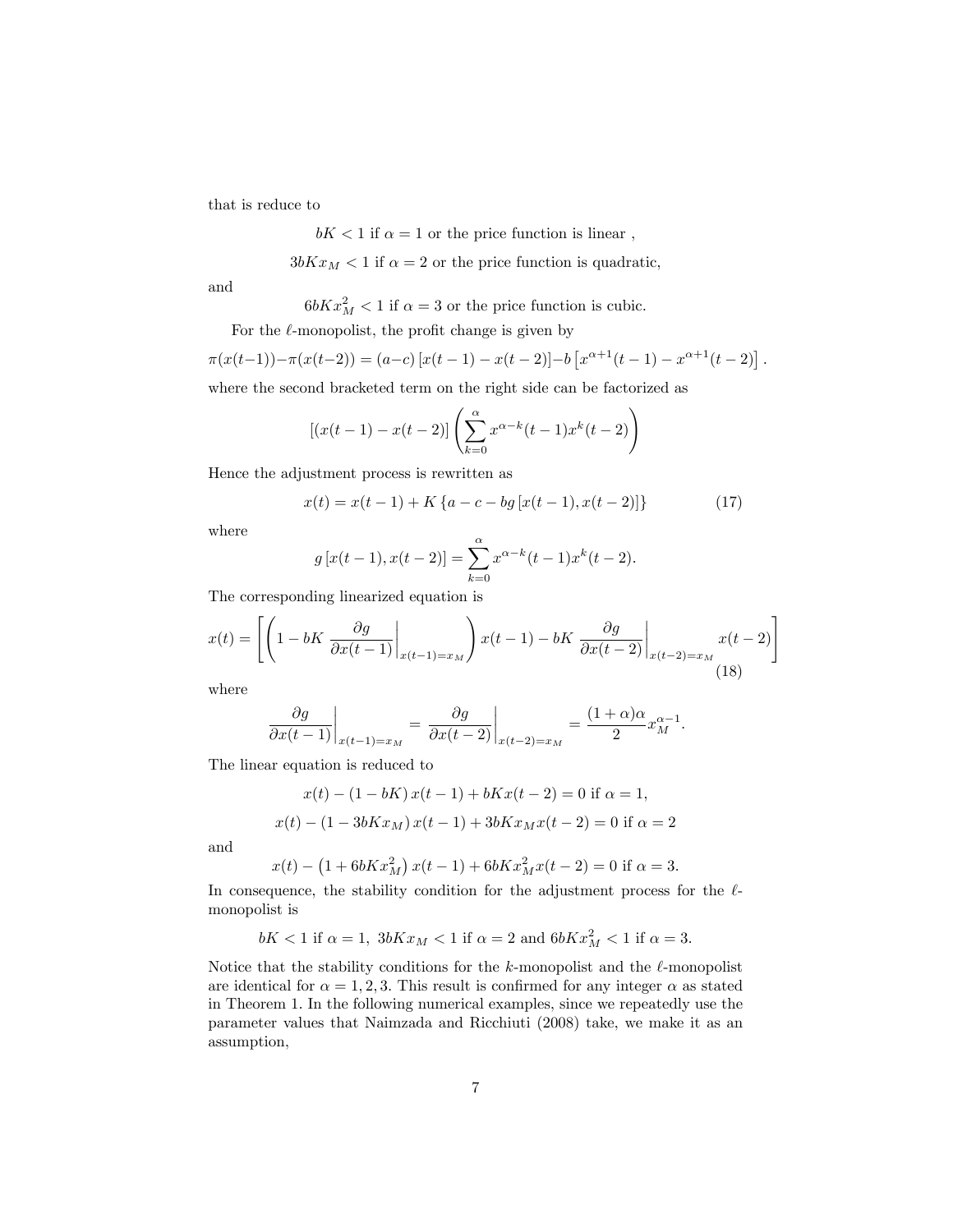that is reduce to

$$bK < 1 \text{ if } \alpha = 1 \text{ or the price function is linear },$$

$$3bKx_M < 1 \text{ if } \alpha = 2 \text{ or the price function is quadratic,}$$

and

$$6bKx_M^2 < 1 \text{ if } \alpha = 3 \text{ or the price function is cubic.}$$

For the $\ell$-monopolist, the profit change is given by

$$\pi(x(t-1)) - \pi(x(t-2)) = (a-c)\left[x(t-1) - x(t-2)\right] - b\left[x^{\alpha+1}(t-1) - x^{\alpha+1}(t-2)\right].$$

where the second bracketed term on the right side can be factorized as

$$\left[(x(t-1) - x(t-2)\right]\left(\sum_{k=0}^{\alpha} x^{\alpha-k}(t-1)x^{k}(t-2)\right)$$

Hence the adjustment process is rewritten as

$$x(t) = x(t-1) + K\left\{a - c - bg\left[x(t-1), x(t-2)\right]\right\} \tag{17}$$

where

$$g\left[x(t-1), x(t-2)\right] = \sum_{k=0}^{\alpha} x^{\alpha-k}(t-1)x^{k}(t-2).$$

The corresponding linearized equation is

$$x(t) = \left[\left(1 - bK\left.\frac{\partial g}{\partial x(t-1)}\right|_{x(t-1)=x_M}\right)x(t-1) - bK\left.\frac{\partial g}{\partial x(t-2)}\right|_{x(t-2)=x_M} x(t-2)\right] \tag{18}$$

where

$$\left.\frac{\partial g}{\partial x(t-1)}\right|_{x(t-1)=x_M} = \left.\frac{\partial g}{\partial x(t-2)}\right|_{x(t-2)=x_M} = \frac{(1+\alpha)\alpha}{2}x_M^{\alpha-1}.$$

The linear equation is reduced to

$$x(t) - (1 - bK)\,x(t-1) + bKx(t-2) = 0 \text{ if } \alpha = 1,$$

$$x(t) - (1 - 3bKx_M)\,x(t-1) + 3bKx_M x(t-2) = 0 \text{ if } \alpha = 2$$

and

$$x(t) - \left(1 + 6bKx_M^2\right)x(t-1) + 6bKx_M^2 x(t-2) = 0 \text{ if } \alpha = 3.$$

In consequence, the stability condition for the adjustment process for the $\ell$-monopolist is

$$bK < 1 \text{ if } \alpha = 1,\ 3bKx_M < 1 \text{ if } \alpha = 2 \text{ and } 6bKx_M^2 < 1 \text{ if } \alpha = 3.$$

Notice that the stability conditions for the $k$-monopolist and the $\ell$-monopolist are identical for $\alpha = 1, 2, 3$. This result is confirmed for any integer $\alpha$ as stated in Theorem 1. In the following numerical examples, since we repeatedly use the parameter values that Naimzada and Ricchiuti (2008) take, we make it as an assumption,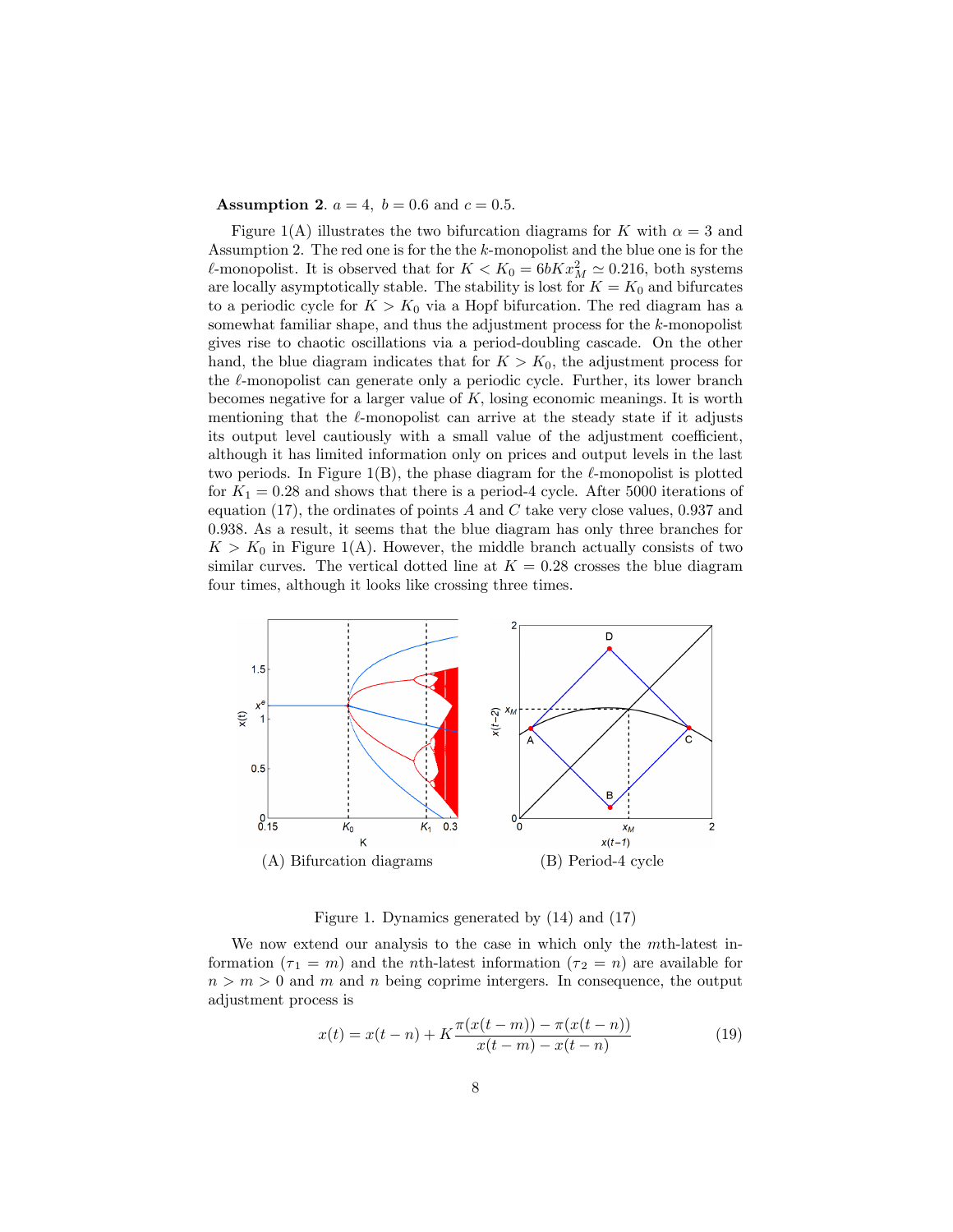**Assumption 2**. $a = 4,\ b = 0.6$ and $c = 0.5$.

Figure 1(A) illustrates the two bifurcation diagrams for $K$ with $\alpha = 3$ and Assumption 2. The red one is for the the $k$-monopolist and the blue one is for the $\ell$-monopolist. It is observed that for $K < K_0 = 6bKx_M^2 \simeq 0.216$, both systems are locally asymptotically stable. The stability is lost for $K = K_0$ and bifurcates to a periodic cycle for $K > K_0$ via a Hopf bifurcation. The red diagram has a somewhat familiar shape, and thus the adjustment process for the $k$-monopolist gives rise to chaotic oscillations via a period-doubling cascade. On the other hand, the blue diagram indicates that for $K > K_0$, the adjustment process for the $\ell$-monopolist can generate only a periodic cycle. Further, its lower branch becomes negative for a larger value of $K$, losing economic meanings. It is worth mentioning that the $\ell$-monopolist can arrive at the steady state if it adjusts its output level cautiously with a small value of the adjustment coefficient, although it has limited information only on prices and output levels in the last two periods. In Figure 1(B), the phase diagram for the $\ell$-monopolist is plotted for $K_1 = 0.28$ and shows that there is a period-4 cycle. After 5000 iterations of equation (17), the ordinates of points $A$ and $C$ take very close values, 0.937 and 0.938. As a result, it seems that the blue diagram has only three branches for $K > K_0$ in Figure 1(A). However, the middle branch actually consists of two similar curves. The vertical dotted line at $K = 0.28$ crosses the blue diagram four times, although it looks like crossing three times.

(A) Bifurcation diagrams

(B) Period-4 cycle

Figure 1. Dynamics generated by (14) and (17)

We now extend our analysis to the case in which only the $m$th-latest information ($\tau_1 = m$) and the $n$th-latest information ($\tau_2 = n$) are available for $n > m > 0$ and $m$ and $n$ being coprime intergers. In consequence, the output adjustment process is

$$x(t) = x(t-n) + K\frac{\pi(x(t-m)) - \pi(x(t-n))}{x(t-m) - x(t-n)} \tag{19}$$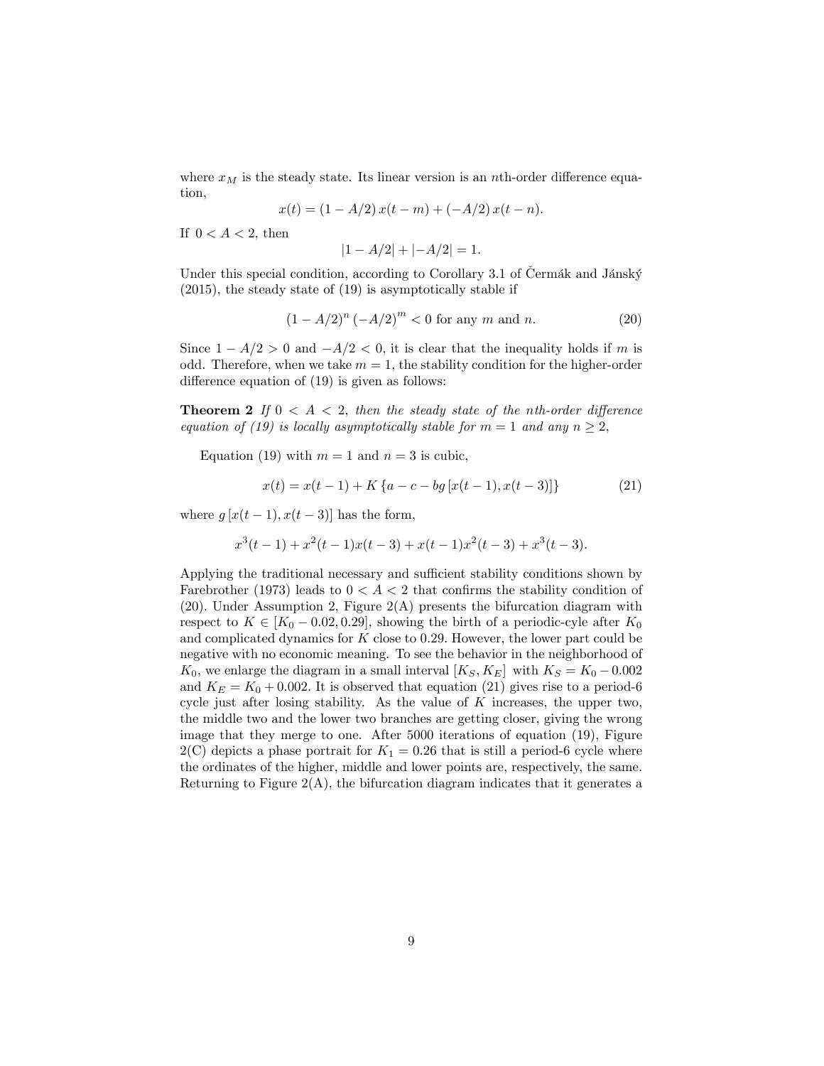where $x_M$ is the steady state. Its linear version is an $n$th-order difference equation,

$$x(t) = (1 - A/2)\, x(t - m) + (-A/2)\, x(t - n).$$

If $0 < A < 2$, then

$$|1 - A/2| + |-A/2| = 1.$$

Under this special condition, according to Corollary 3.1 of Čermák and Jánský (2015), the steady state of (19) is asymptotically stable if

$$(1 - A/2)^n\, (-A/2)^m < 0 \text{ for any } m \text{ and } n. \tag{20}$$

Since $1 - A/2 > 0$ and $-A/2 < 0$, it is clear that the inequality holds if $m$ is odd. Therefore, when we take $m = 1$, the stability condition for the higher-order difference equation of (19) is given as follows:

**Theorem 2** *If $0 < A < 2$, then the steady state of the $n$th-order difference equation of (19) is locally asymptotically stable for $m = 1$ and any $n \geq 2$,*

Equation (19) with $m = 1$ and $n = 3$ is cubic,

$$x(t) = x(t - 1) + K \{a - c - bg\, [x(t - 1), x(t - 3)]\} \tag{21}$$

where $g\, [x(t - 1), x(t - 3)]$ has the form,

$$x^3(t - 1) + x^2(t - 1)x(t - 3) + x(t - 1)x^2(t - 3) + x^3(t - 3).$$

Applying the traditional necessary and sufficient stability conditions shown by Farebrother (1973) leads to $0 < A < 2$ that confirms the stability condition of (20). Under Assumption 2, Figure 2(A) presents the bifurcation diagram with respect to $K \in [K_0 - 0.02, 0.29]$, showing the birth of a periodic-cyle after $K_0$ and complicated dynamics for $K$ close to 0.29. However, the lower part could be negative with no economic meaning. To see the behavior in the neighborhood of $K_0$, we enlarge the diagram in a small interval $[K_S, K_E]$ with $K_S = K_0 - 0.002$ and $K_E = K_0 + 0.002$. It is observed that equation (21) gives rise to a period-6 cycle just after losing stability. As the value of $K$ increases, the upper two, the middle two and the lower two branches are getting closer, giving the wrong image that they merge to one. After 5000 iterations of equation (19), Figure 2(C) depicts a phase portrait for $K_1 = 0.26$ that is still a period-6 cycle where the ordinates of the higher, middle and lower points are, respectively, the same. Returning to Figure 2(A), the bifurcation diagram indicates that it generates a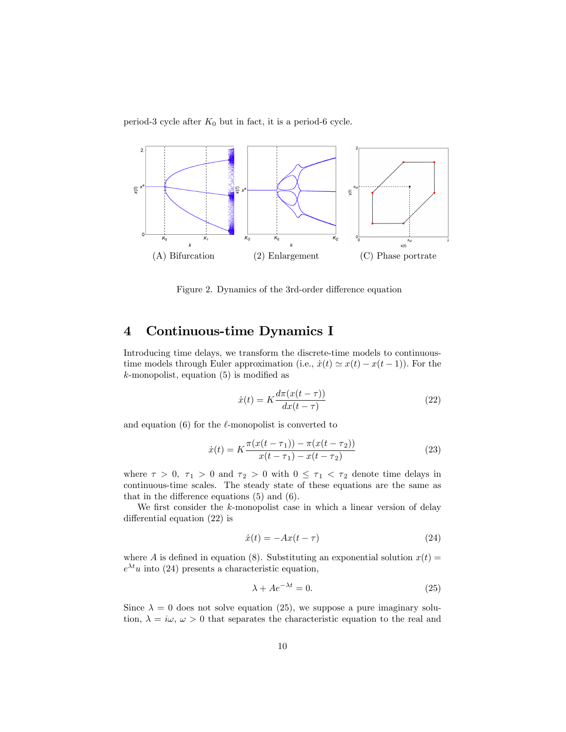period-3 cycle after $K_0$ but in fact, it is a period-6 cycle.

(A) Bifurcation    (2) Enlargement    (C) Phase portrate

Figure 2. Dynamics of the 3rd-order difference equation

# 4 Continuous-time Dynamics I

Introducing time delays, we transform the discrete-time models to continuous-time models through Euler approximation (i.e., $\dot{x}(t) \simeq x(t) - x(t-1)$). For the $k$-monopolist, equation (5) is modified as

$$\dot{x}(t) = K\frac{d\pi(x(t-\tau))}{dx(t-\tau)} \tag{22}$$

and equation (6) for the $\ell$-monopolist is converted to

$$\dot{x}(t) = K\frac{\pi(x(t-\tau_1)) - \pi(x(t-\tau_2))}{x(t-\tau_1) - x(t-\tau_2)} \tag{23}$$

where $\tau > 0$, $\tau_1 > 0$ and $\tau_2 > 0$ with $0 \leq \tau_1 < \tau_2$ denote time delays in continuous-time scales. The steady state of these equations are the same as that in the difference equations (5) and (6).

We first consider the $k$-monopolist case in which a linear version of delay differential equation (22) is

$$\dot{x}(t) = -Ax(t-\tau) \tag{24}$$

where $A$ is defined in equation (8). Substituting an exponential solution $x(t) = e^{\lambda t}u$ into (24) presents a characteristic equation,

$$\lambda + Ae^{-\lambda t} = 0. \tag{25}$$

Since $\lambda = 0$ does not solve equation (25), we suppose a pure imaginary solution, $\lambda = i\omega$, $\omega > 0$ that separates the characteristic equation to the real and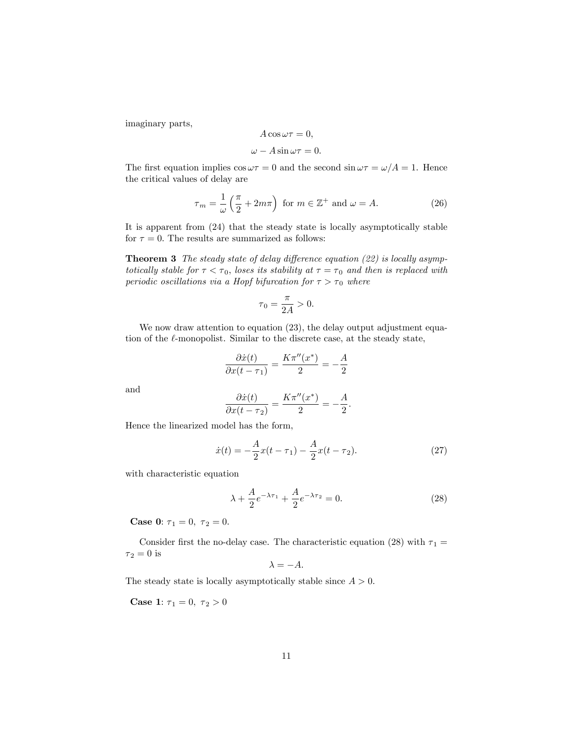imaginary parts,

$$A \cos \omega\tau = 0,$$

$$\omega - A \sin \omega\tau = 0.$$

The first equation implies $\cos \omega\tau = 0$ and the second $\sin \omega\tau = \omega/A = 1$. Hence the critical values of delay are

$$\tau_m = \frac{1}{\omega}\left(\frac{\pi}{2} + 2m\pi\right) \text{ for } m \in \mathbb{Z}^+ \text{ and } \omega = A. \tag{26}$$

It is apparent from (24) that the steady state is locally asymptotically stable for $\tau = 0$. The results are summarized as follows:

**Theorem 3** *The steady state of delay difference equation (22) is locally asymptotically stable for $\tau < \tau_0$, loses its stability at $\tau = \tau_0$ and then is replaced with periodic oscillations via a Hopf bifurcation for $\tau > \tau_0$ where*

$$\tau_0 = \frac{\pi}{2A} > 0.$$

We now draw attention to equation (23), the delay output adjustment equation of the $\ell$-monopolist. Similar to the discrete case, at the steady state,

$$\frac{\partial \dot{x}(t)}{\partial x(t-\tau_1)} = \frac{K\pi''(x^*)}{2} = -\frac{A}{2}$$

and

$$\frac{\partial \dot{x}(t)}{\partial x(t-\tau_2)} = \frac{K\pi''(x^*)}{2} = -\frac{A}{2}.$$

Hence the linearized model has the form,

$$\dot{x}(t) = -\frac{A}{2}x(t-\tau_1) - \frac{A}{2}x(t-\tau_2). \tag{27}$$

with characteristic equation

$$\lambda + \frac{A}{2}e^{-\lambda\tau_1} + \frac{A}{2}e^{-\lambda\tau_2} = 0. \tag{28}$$

**Case 0**: $\tau_1 = 0,\ \tau_2 = 0.$

Consider first the no-delay case. The characteristic equation (28) with $\tau_1 = \tau_2 = 0$ is

$$\lambda = -A.$$

The steady state is locally asymptotically stable since $A > 0$.

**Case 1**: $\tau_1 = 0,\ \tau_2 > 0$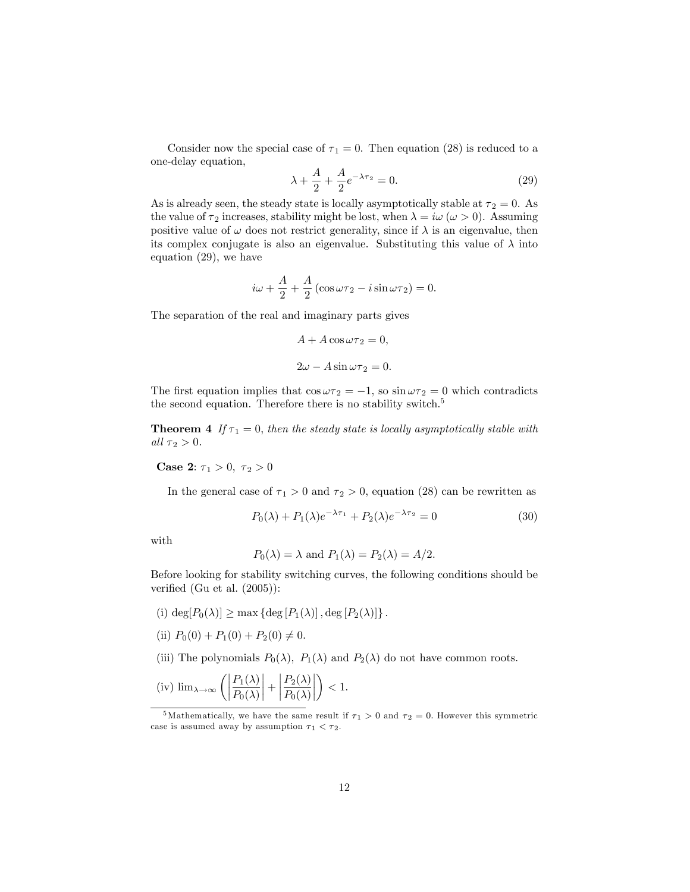Consider now the special case of $\tau_1 = 0$. Then equation (28) is reduced to a one-delay equation,

$$\lambda + \frac{A}{2} + \frac{A}{2}e^{-\lambda\tau_2} = 0. \tag{29}$$

As is already seen, the steady state is locally asymptotically stable at $\tau_2 = 0$. As the value of $\tau_2$ increases, stability might be lost, when $\lambda = i\omega$ ($\omega > 0$). Assuming positive value of $\omega$ does not restrict generality, since if $\lambda$ is an eigenvalue, then its complex conjugate is also an eigenvalue. Substituting this value of $\lambda$ into equation (29), we have

$$i\omega + \frac{A}{2} + \frac{A}{2}\left(\cos\omega\tau_2 - i\sin\omega\tau_2\right) = 0.$$

The separation of the real and imaginary parts gives

$$A + A\cos\omega\tau_2 = 0,$$

$$2\omega - A\sin\omega\tau_2 = 0.$$

The first equation implies that $\cos\omega\tau_2 = -1$, so $\sin\omega\tau_2 = 0$ which contradicts the second equation. Therefore there is no stability switch.[5]

**Theorem 4** *If $\tau_1 = 0$, then the steady state is locally asymptotically stable with all $\tau_2 > 0$.*

**Case 2**: $\tau_1 > 0,\ \tau_2 > 0$

In the general case of $\tau_1 > 0$ and $\tau_2 > 0$, equation (28) can be rewritten as

$$P_0(\lambda) + P_1(\lambda)e^{-\lambda\tau_1} + P_2(\lambda)e^{-\lambda\tau_2} = 0 \tag{30}$$

with

$$P_0(\lambda) = \lambda \text{ and } P_1(\lambda) = P_2(\lambda) = A/2.$$

Before looking for stability switching curves, the following conditions should be verified (Gu et al. (2005)):

(i) $\deg[P_0(\lambda)] \geq \max\left\{\deg\left[P_1(\lambda)\right], \deg\left[P_2(\lambda)\right]\right\}$.

(ii) $P_0(0) + P_1(0) + P_2(0) \neq 0$.

(iii) The polynomials $P_0(\lambda),\ P_1(\lambda)$ and $P_2(\lambda)$ do not have common roots.

(iv) $\lim_{\lambda\to\infty}\left(\left|\frac{P_1(\lambda)}{P_0(\lambda)}\right| + \left|\frac{P_2(\lambda)}{P_0(\lambda)}\right|\right) < 1$.

[5] Mathematically, we have the same result if $\tau_1 > 0$ and $\tau_2 = 0$. However this symmetric case is assumed away by assumption $\tau_1 < \tau_2$.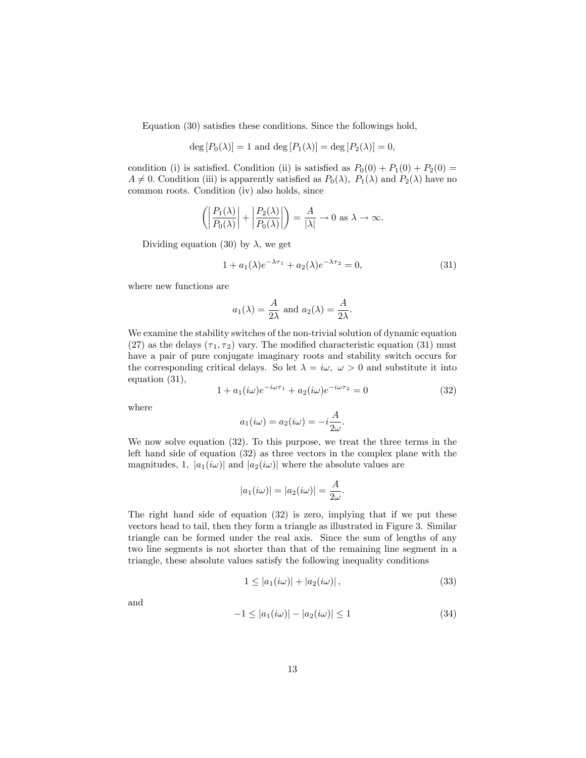Equation (30) satisfies these conditions. Since the followings hold,

$$\deg\left[P_0(\lambda)\right] = 1 \text{ and } \deg\left[P_1(\lambda)\right] = \deg\left[P_2(\lambda)\right] = 0,$$

condition (i) is satisfied. Condition (ii) is satisfied as $P_0(0) + P_1(0) + P_2(0) = A \neq 0$. Condition (iii) is apparently satisfied as $P_0(\lambda)$, $P_1(\lambda)$ and $P_2(\lambda)$ have no common roots. Condition (iv) also holds, since

$$\left( \left| \frac{P_1(\lambda)}{P_0(\lambda)} \right| + \left| \frac{P_2(\lambda)}{P_0(\lambda)} \right| \right) = \frac{A}{|\lambda|} \to 0 \text{ as } \lambda \to \infty.$$

Dividing equation (30) by $\lambda$, we get

$$1 + a_1(\lambda)e^{-\lambda\tau_1} + a_2(\lambda)e^{-\lambda\tau_2} = 0, \tag{31}$$

where new functions are

$$a_1(\lambda) = \frac{A}{2\lambda} \text{ and } a_2(\lambda) = \frac{A}{2\lambda}.$$

We examine the stability switches of the non-trivial solution of dynamic equation (27) as the delays $(\tau_1, \tau_2)$ vary. The modified characteristic equation (31) must have a pair of pure conjugate imaginary roots and stability switch occurs for the corresponding critical delays. So let $\lambda = i\omega$, $\omega > 0$ and substitute it into equation (31),

$$1 + a_1(i\omega)e^{-i\omega\tau_1} + a_2(i\omega)e^{-i\omega\tau_2} = 0 \tag{32}$$

where

$$a_1(i\omega) = a_2(i\omega) = -i\frac{A}{2\omega}.$$

We now solve equation (32). To this purpose, we treat the three terms in the left hand side of equation (32) as three vectors in the complex plane with the magnitudes, 1, $|a_1(i\omega)|$ and $|a_2(i\omega)|$ where the absolute values are

$$|a_1(i\omega)| = |a_2(i\omega)| = \frac{A}{2\omega}.$$

The right hand side of equation (32) is zero, implying that if we put these vectors head to tail, then they form a triangle as illustrated in Figure 3. Similar triangle can be formed under the real axis. Since the sum of lengths of any two line segments is not shorter than that of the remaining line segment in a triangle, these absolute values satisfy the following inequality conditions

$$1 \leq |a_1(i\omega)| + |a_2(i\omega)|, \tag{33}$$

and

$$-1 \leq |a_1(i\omega)| - |a_2(i\omega)| \leq 1 \tag{34}$$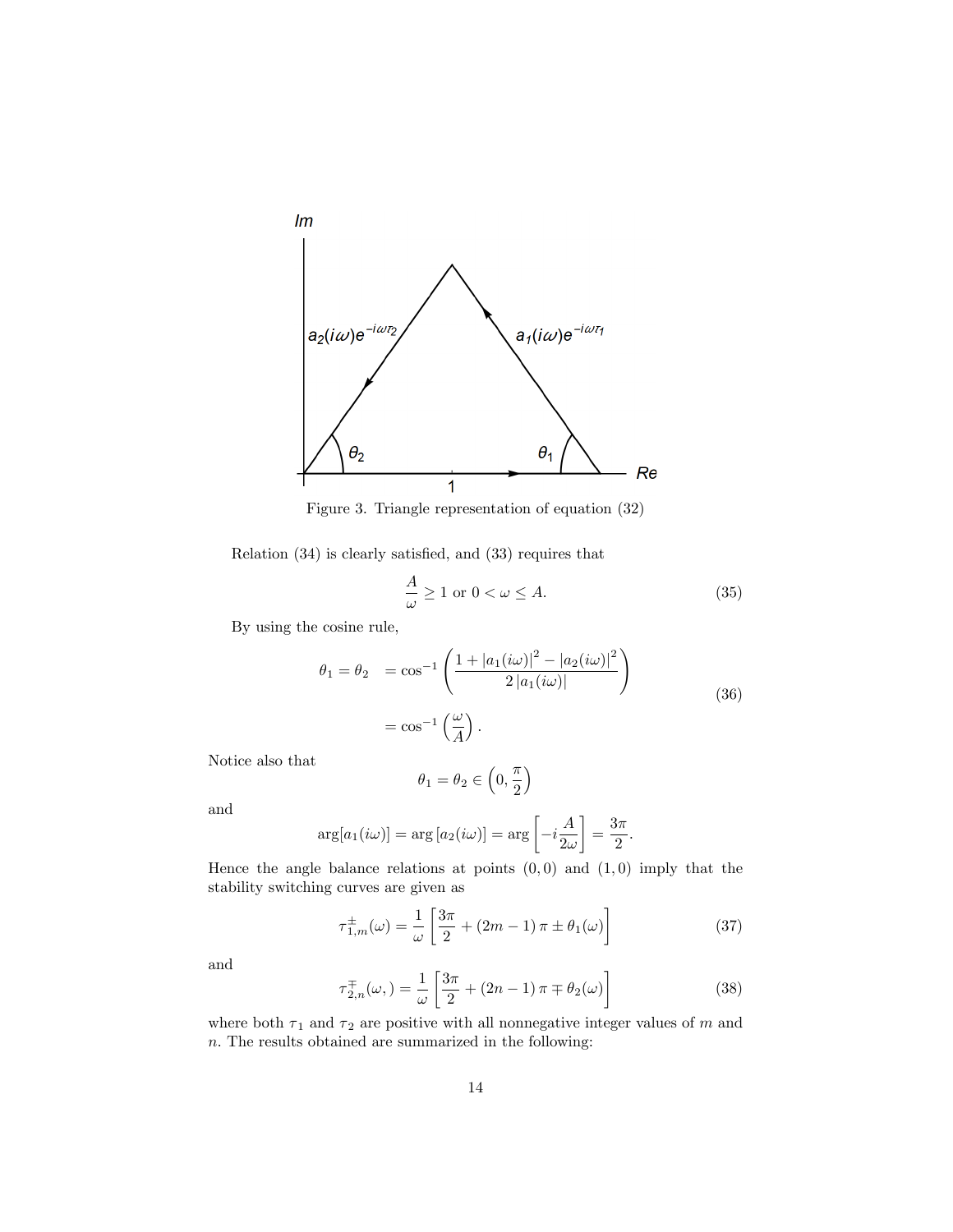Figure 3. Triangle representation of equation (32)

Relation (34) is clearly satisfied, and (33) requires that

$$\frac{A}{\omega} \geq 1 \text{ or } 0 < \omega \leq A. \tag{35}$$

By using the cosine rule,

$$\begin{aligned} \theta_1 = \theta_2 \quad &= \cos^{-1}\left(\frac{1 + |a_1(i\omega)|^2 - |a_2(i\omega)|^2}{2\,|a_1(i\omega)|}\right) \\ &= \cos^{-1}\left(\frac{\omega}{A}\right). \end{aligned} \tag{36}$$

Notice also that

$$\theta_1 = \theta_2 \in \left(0, \frac{\pi}{2}\right)$$

and

$$\arg[a_1(i\omega)] = \arg[a_2(i\omega)] = \arg\left[-i\frac{A}{2\omega}\right] = \frac{3\pi}{2}.$$

Hence the angle balance relations at points $(0,0)$ and $(1,0)$ imply that the stability switching curves are given as

$$\tau_{1,m}^{\pm}(\omega) = \frac{1}{\omega}\left[\frac{3\pi}{2} + (2m-1)\pi \pm \theta_1(\omega)\right] \tag{37}$$

and

$$\tau_{2,n}^{\mp}(\omega,) = \frac{1}{\omega}\left[\frac{3\pi}{2} + (2n-1)\pi \mp \theta_2(\omega)\right] \tag{38}$$

where both $\tau_1$ and $\tau_2$ are positive with all nonnegative integer values of $m$ and $n$. The results obtained are summarized in the following: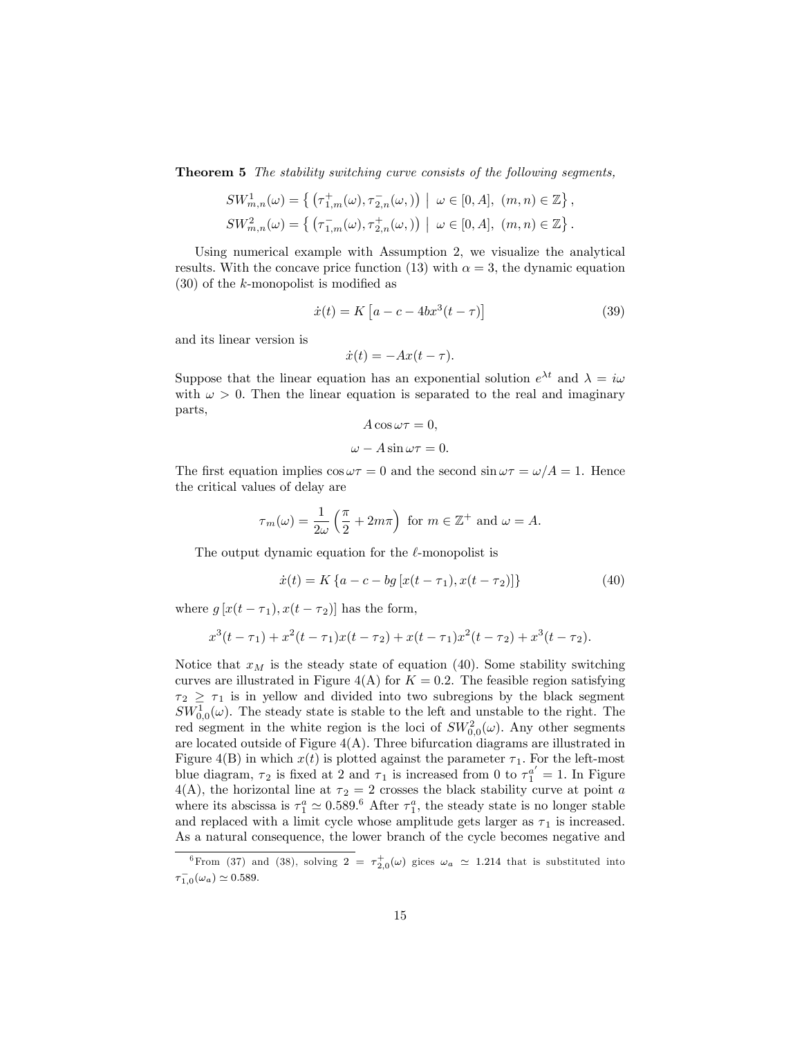**Theorem 5** *The stability switching curve consists of the following segments,*

$$SW^1_{m,n}(\omega) = \left\{ \left(\tau^+_{1,m}(\omega), \tau^-_{2,n}(\omega,)\right) \mid \omega \in [0, A],\ (m, n) \in \mathbb{Z} \right\},$$
$$SW^2_{m,n}(\omega) = \left\{ \left(\tau^-_{1,m}(\omega), \tau^+_{2,n}(\omega,)\right) \mid \omega \in [0, A],\ (m, n) \in \mathbb{Z} \right\}.$$

Using numerical example with Assumption 2, we visualize the analytical results. With the concave price function (13) with $\alpha = 3$, the dynamic equation (30) of the $k$-monopolist is modified as

$$\dot{x}(t) = K\left[a - c - 4bx^3(t - \tau)\right] \tag{39}$$

and its linear version is

$$\dot{x}(t) = -Ax(t - \tau).$$

Suppose that the linear equation has an exponential solution $e^{\lambda t}$ and $\lambda = i\omega$ with $\omega > 0$. Then the linear equation is separated to the real and imaginary parts,

$$A \cos \omega\tau = 0,$$

$$\omega - A \sin \omega\tau = 0.$$

The first equation implies $\cos \omega\tau = 0$ and the second $\sin \omega\tau = \omega/A = 1$. Hence the critical values of delay are

$$\tau_m(\omega) = \frac{1}{2\omega}\left(\frac{\pi}{2} + 2m\pi\right) \text{ for } m \in \mathbb{Z}^+ \text{ and } \omega = A.$$

The output dynamic equation for the $\ell$-monopolist is

$$\dot{x}(t) = K\left\{a - c - bg\left[x(t - \tau_1), x(t - \tau_2)\right]\right\} \tag{40}$$

where $g\left[x(t - \tau_1), x(t - \tau_2)\right]$ has the form,

$$x^3(t - \tau_1) + x^2(t - \tau_1)x(t - \tau_2) + x(t - \tau_1)x^2(t - \tau_2) + x^3(t - \tau_2).$$

Notice that $x_M$ is the steady state of equation (40). Some stability switching curves are illustrated in Figure 4(A) for $K = 0.2$. The feasible region satisfying $\tau_2 \geq \tau_1$ is in yellow and divided into two subregions by the black segment $SW^1_{0,0}(\omega)$. The steady state is stable to the left and unstable to the right. The red segment in the white region is the loci of $SW^2_{0,0}(\omega)$. Any other segments are located outside of Figure 4(A). Three bifurcation diagrams are illustrated in Figure 4(B) in which $x(t)$ is plotted against the parameter $\tau_1$. For the left-most blue diagram, $\tau_2$ is fixed at 2 and $\tau_1$ is increased from 0 to $\tau_1^{a'} = 1$. In Figure 4(A), the horizontal line at $\tau_2 = 2$ crosses the black stability curve at point $a$ where its abscissa is $\tau_1^a \simeq 0.589$.[6] After $\tau_1^a$, the steady state is no longer stable and replaced with a limit cycle whose amplitude gets larger as $\tau_1$ is increased. As a natural consequence, the lower branch of the cycle becomes negative and

[6] From (37) and (38), solving $2 = \tau^+_{2,0}(\omega)$ gices $\omega_a \simeq 1.214$ that is substituted into $\tau^-_{1,0}(\omega_a) \simeq 0.589$.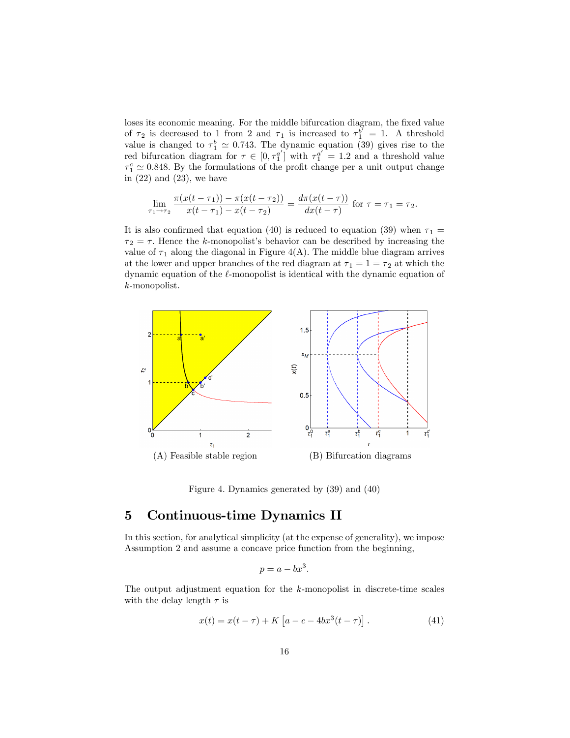loses its economic meaning. For the middle bifurcation diagram, the fixed value of $\tau_2$ is decreased to 1 from 2 and $\tau_1$ is increased to $\tau_1^{b'} = 1$. A threshold value is changed to $\tau_1^b \simeq 0.743$. The dynamic equation (39) gives rise to the red bifurcation diagram for $\tau \in [0, \tau_1^{a'}]$ with $\tau_1^{a'} = 1.2$ and a threshold value $\tau_1^c \simeq 0.848$. By the formulations of the profit change per a unit output change in (22) and (23), we have

$$\lim_{\tau_1 \to \tau_2} \frac{\pi(x(t-\tau_1)) - \pi(x(t-\tau_2))}{x(t-\tau_1) - x(t-\tau_2)} = \frac{d\pi(x(t-\tau))}{dx(t-\tau)} \text{ for } \tau = \tau_1 = \tau_2.$$

It is also confirmed that equation (40) is reduced to equation (39) when $\tau_1 = \tau_2 = \tau$. Hence the $k$-monopolist's behavior can be described by increasing the value of $\tau_1$ along the diagonal in Figure 4(A). The middle blue diagram arrives at the lower and upper branches of the red diagram at $\tau_1 = 1 = \tau_2$ at which the dynamic equation of the $\ell$-monopolist is identical with the dynamic equation of $k$-monopolist.

(A) Feasible stable region

(B) Bifurcation diagrams

Figure 4. Dynamics generated by (39) and (40)

## 5 Continuous-time Dynamics II

In this section, for analytical simplicity (at the expense of generality), we impose Assumption 2 and assume a concave price function from the beginning,

$$p = a - bx^3.$$

The output adjustment equation for the $k$-monopolist in discrete-time scales with the delay length $\tau$ is

$$x(t) = x(t-\tau) + K\left[a - c - 4bx^3(t-\tau)\right]. \tag{41}$$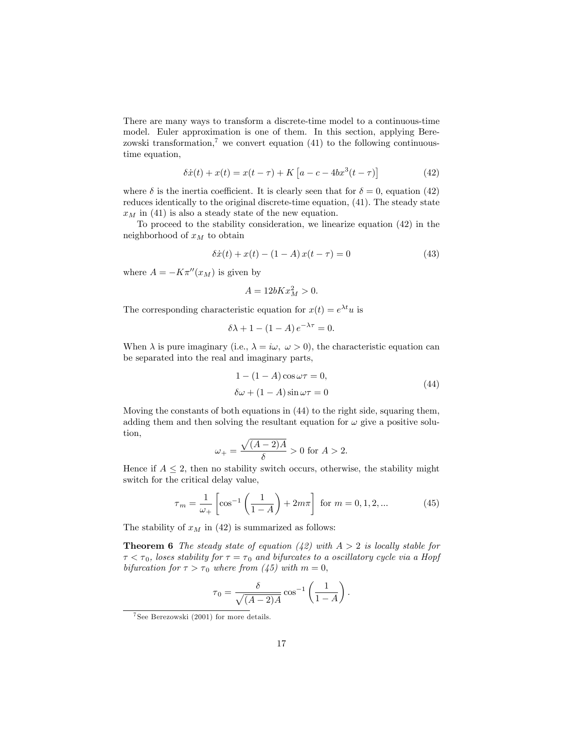There are many ways to transform a discrete-time model to a continuous-time model. Euler approximation is one of them. In this section, applying Berezowski transformation,[7] we convert equation (41) to the following continuous-time equation,

$$\delta \dot{x}(t) + x(t) = x(t-\tau) + K\left[a - c - 4bx^3(t-\tau)\right] \tag{42}$$

where $\delta$ is the inertia coefficient. It is clearly seen that for $\delta = 0$, equation (42) reduces identically to the original discrete-time equation, (41). The steady state $x_M$ in (41) is also a steady state of the new equation.

To proceed to the stability consideration, we linearize equation (42) in the neighborhood of $x_M$ to obtain

$$\delta \dot{x}(t) + x(t) - (1-A)\, x(t-\tau) = 0 \tag{43}$$

where $A = -K\pi''(x_M)$ is given by

$$A = 12bKx_M^2 > 0.$$

The corresponding characteristic equation for $x(t) = e^{\lambda t}u$ is

$$\delta\lambda + 1 - (1-A)\, e^{-\lambda\tau} = 0.$$

When $\lambda$ is pure imaginary (i.e., $\lambda = i\omega,\ \omega > 0$), the characteristic equation can be separated into the real and imaginary parts,

$$\begin{aligned} 1 - (1-A)\cos\omega\tau &= 0, \\ \delta\omega + (1-A)\sin\omega\tau &= 0 \end{aligned} \tag{44}$$

Moving the constants of both equations in (44) to the right side, squaring them, adding them and then solving the resultant equation for $\omega$ give a positive solution,

$$\omega_+ = \frac{\sqrt{(A-2)A}}{\delta} > 0 \text{ for } A > 2.$$

Hence if $A \leq 2$, then no stability switch occurs, otherwise, the stability might switch for the critical delay value,

$$\tau_m = \frac{1}{\omega_+}\left[\cos^{-1}\left(\frac{1}{1-A}\right) + 2m\pi\right] \text{ for } m = 0, 1, 2, ... \tag{45}$$

The stability of $x_M$ in (42) is summarized as follows:

**Theorem 6** *The steady state of equation (42) with $A > 2$ is locally stable for $\tau < \tau_0$, loses stability for $\tau = \tau_0$ and bifurcates to a oscillatory cycle via a Hopf bifurcation for $\tau > \tau_0$ where from (45) with $m = 0$,*

$$\tau_0 = \frac{\delta}{\sqrt{(A-2)A}}\cos^{-1}\left(\frac{1}{1-A}\right).$$

[7] See Berezowski (2001) for more details.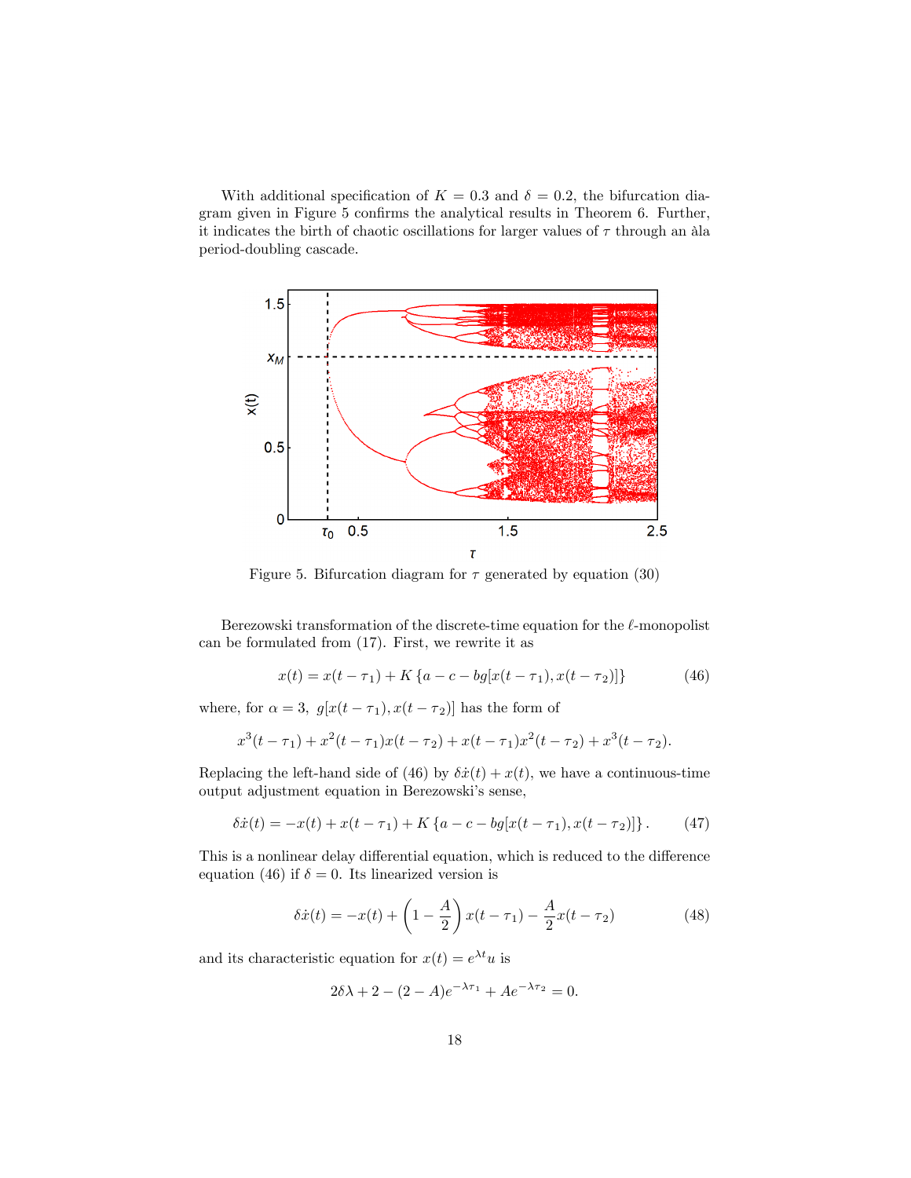With additional specification of $K = 0.3$ and $\delta = 0.2$, the bifurcation diagram given in Figure 5 confirms the analytical results in Theorem 6. Further, it indicates the birth of chaotic oscillations for larger values of $\tau$ through an àla period-doubling cascade.

Figure 5. Bifurcation diagram for $\tau$ generated by equation (30)

Berezowski transformation of the discrete-time equation for the $\ell$-monopolist can be formulated from (17). First, we rewrite it as

$$x(t) = x(t - \tau_1) + K \{a - c - bg[x(t - \tau_1), x(t - \tau_2)]\} \tag{46}$$

where, for $\alpha = 3$, $g[x(t - \tau_1), x(t - \tau_2)]$ has the form of

$$x^3(t - \tau_1) + x^2(t - \tau_1)x(t - \tau_2) + x(t - \tau_1)x^2(t - \tau_2) + x^3(t - \tau_2).$$

Replacing the left-hand side of (46) by $\delta\dot{x}(t) + x(t)$, we have a continuous-time output adjustment equation in Berezowski's sense,

$$\delta\dot{x}(t) = -x(t) + x(t - \tau_1) + K \{a - c - bg[x(t - \tau_1), x(t - \tau_2)]\}. \tag{47}$$

This is a nonlinear delay differential equation, which is reduced to the difference equation (46) if $\delta = 0$. Its linearized version is

$$\delta\dot{x}(t) = -x(t) + \left(1 - \frac{A}{2}\right) x(t - \tau_1) - \frac{A}{2} x(t - \tau_2) \tag{48}$$

and its characteristic equation for $x(t) = e^{\lambda t}u$ is

$$2\delta\lambda + 2 - (2 - A)e^{-\lambda\tau_1} + Ae^{-\lambda\tau_2} = 0.$$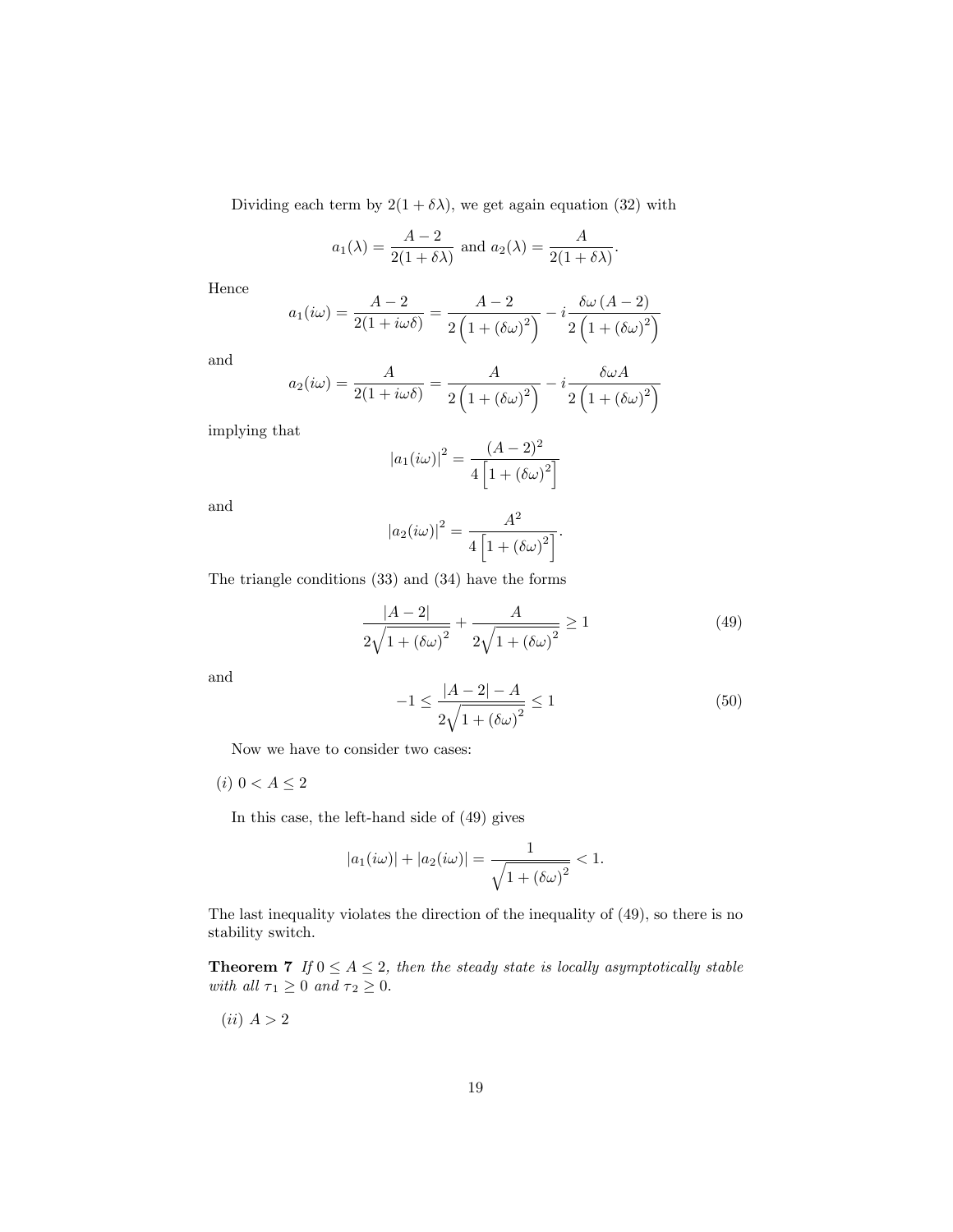Dividing each term by $2(1+\delta\lambda)$, we get again equation (32) with

$$a_1(\lambda) = \frac{A-2}{2(1+\delta\lambda)} \text{ and } a_2(\lambda) = \frac{A}{2(1+\delta\lambda)}.$$

Hence

$$a_1(i\omega) = \frac{A-2}{2(1+i\omega\delta)} = \frac{A-2}{2\left(1+(\delta\omega)^2\right)} - i\frac{\delta\omega\,(A-2)}{2\left(1+(\delta\omega)^2\right)}$$

and

$$a_2(i\omega) = \frac{A}{2(1+i\omega\delta)} = \frac{A}{2\left(1+(\delta\omega)^2\right)} - i\frac{\delta\omega A}{2\left(1+(\delta\omega)^2\right)}$$

implying that

$$|a_1(i\omega)|^2 = \frac{(A-2)^2}{4\left[1+(\delta\omega)^2\right]}$$

and

$$|a_2(i\omega)|^2 = \frac{A^2}{4\left[1+(\delta\omega)^2\right]}.$$

The triangle conditions (33) and (34) have the forms

$$\frac{|A-2|}{2\sqrt{1+(\delta\omega)^2}} + \frac{A}{2\sqrt{1+(\delta\omega)^2}} \geq 1 \tag{49}$$

and

$$-1 \leq \frac{|A-2|-A}{2\sqrt{1+(\delta\omega)^2}} \leq 1 \tag{50}$$

Now we have to consider two cases:

*(i)* $0 < A \leq 2$

In this case, the left-hand side of (49) gives

$$|a_1(i\omega)| + |a_2(i\omega)| = \frac{1}{\sqrt{1+(\delta\omega)^2}} < 1.$$

The last inequality violates the direction of the inequality of (49), so there is no stability switch.

**Theorem 7** *If $0 \leq A \leq 2$, then the steady state is locally asymptotically stable with all $\tau_1 \geq 0$ and $\tau_2 \geq 0$.*

*(ii)* $A > 2$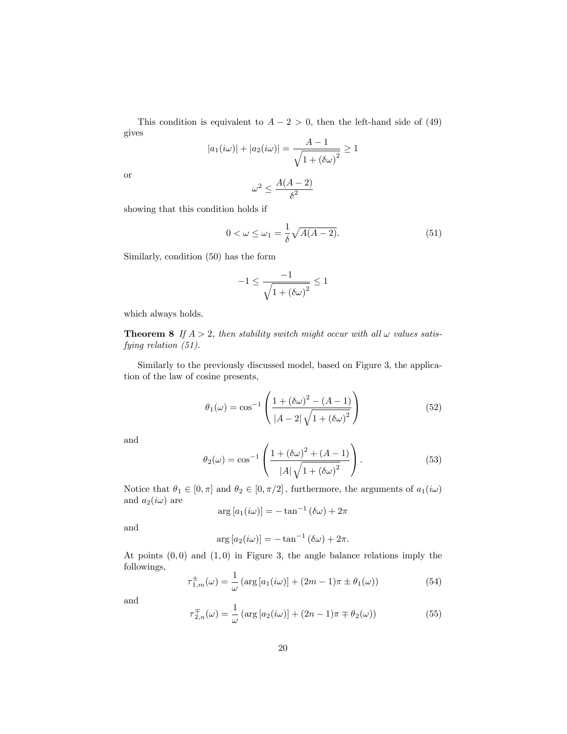This condition is equivalent to $A-2>0$, then the left-hand side of (49) gives

$$|a_1(i\omega)| + |a_2(i\omega)| = \frac{A-1}{\sqrt{1+(\delta\omega)^2}} \geq 1$$

or

$$\omega^2 \leq \frac{A(A-2)}{\delta^2}$$

showing that this condition holds if

$$0 < \omega \leq \omega_1 = \frac{1}{\delta}\sqrt{A(A-2)}. \tag{51}$$

Similarly, condition (50) has the form

$$-1 \leq \frac{-1}{\sqrt{1+(\delta\omega)^2}} \leq 1$$

which always holds.

**Theorem 8** *If $A > 2$, then stability switch might occur with all $\omega$ values satisfying relation (51).*

Similarly to the previously discussed model, based on Figure 3, the application of the law of cosine presents,

$$\theta_1(\omega) = \cos^{-1}\left(\frac{1+(\delta\omega)^2-(A-1)}{|A-2|\sqrt{1+(\delta\omega)^2}}\right) \tag{52}$$

and

$$\theta_2(\omega) = \cos^{-1}\left(\frac{1+(\delta\omega)^2+(A-1)}{|A|\sqrt{1+(\delta\omega)^2}}\right). \tag{53}$$

Notice that $\theta_1 \in [0,\pi]$ and $\theta_2 \in [0,\pi/2]$, furthermore, the arguments of $a_1(i\omega)$ and $a_2(i\omega)$ are

$$\arg\left[a_1(i\omega)\right] = -\tan^{-1}(\delta\omega) + 2\pi$$

and

$$\arg\left[a_2(i\omega)\right] = -\tan^{-1}(\delta\omega) + 2\pi.$$

At points $(0,0)$ and $(1,0)$ in Figure 3, the angle balance relations imply the followings,

$$\tau_{1,m}^{\pm}(\omega) = \frac{1}{\omega}\left(\arg\left[a_1(i\omega)\right] + (2m-1)\pi \pm \theta_1(\omega)\right) \tag{54}$$

and

$$\tau_{2,n}^{\mp}(\omega) = \frac{1}{\omega}\left(\arg\left[a_2(i\omega)\right] + (2n-1)\pi \mp \theta_2(\omega)\right) \tag{55}$$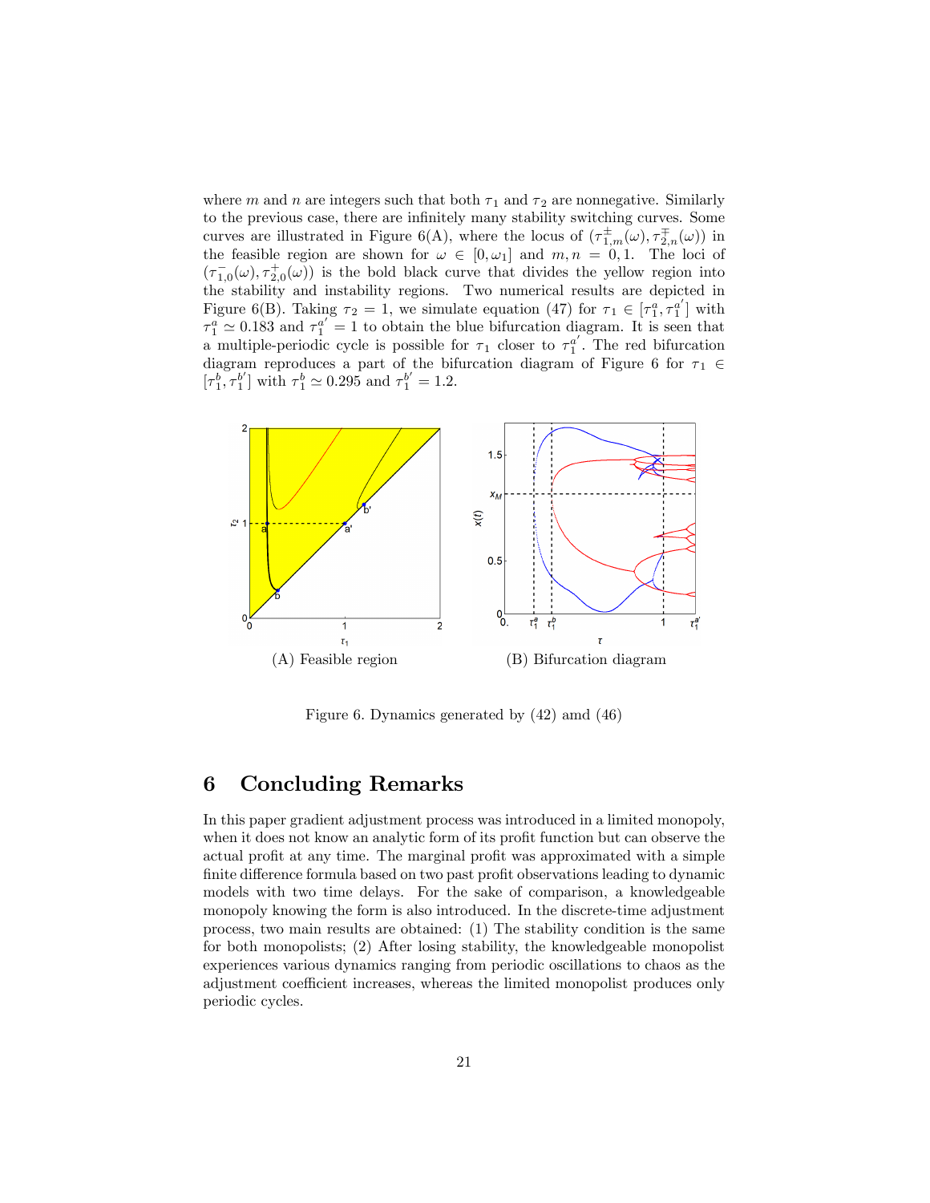where $m$ and $n$ are integers such that both $\tau_1$ and $\tau_2$ are nonnegative. Similarly to the previous case, there are infinitely many stability switching curves. Some curves are illustrated in Figure 6(A), where the locus of $(\tau^{\pm}_{1,m}(\omega), \tau^{\mp}_{2,n}(\omega))$ in the feasible region are shown for $\omega \in [0, \omega_1]$ and $m, n = 0, 1$. The loci of $(\tau^{-}_{1,0}(\omega), \tau^{+}_{2,0}(\omega))$ is the bold black curve that divides the yellow region into the stability and instability regions. Two numerical results are depicted in Figure 6(B). Taking $\tau_2 = 1$, we simulate equation (47) for $\tau_1 \in [\tau^a_1, \tau^{a'}_1]$ with $\tau^a_1 \simeq 0.183$ and $\tau^{a'}_1 = 1$ to obtain the blue bifurcation diagram. It is seen that a multiple-periodic cycle is possible for $\tau_1$ closer to $\tau^{a'}_1$. The red bifurcation diagram reproduces a part of the bifurcation diagram of Figure 6 for $\tau_1 \in [\tau^b_1, \tau^{b'}_1]$ with $\tau^b_1 \simeq 0.295$ and $\tau^{b'}_1 = 1.2$.

(A) Feasible region

(B) Bifurcation diagram

Figure 6. Dynamics generated by (42) amd (46)

## 6 Concluding Remarks

In this paper gradient adjustment process was introduced in a limited monopoly, when it does not know an analytic form of its profit function but can observe the actual profit at any time. The marginal profit was approximated with a simple finite difference formula based on two past profit observations leading to dynamic models with two time delays. For the sake of comparison, a knowledgeable monopoly knowing the form is also introduced. In the discrete-time adjustment process, two main results are obtained: (1) The stability condition is the same for both monopolists; (2) After losing stability, the knowledgeable monopolist experiences various dynamics ranging from periodic oscillations to chaos as the adjustment coefficient increases, whereas the limited monopolist produces only periodic cycles.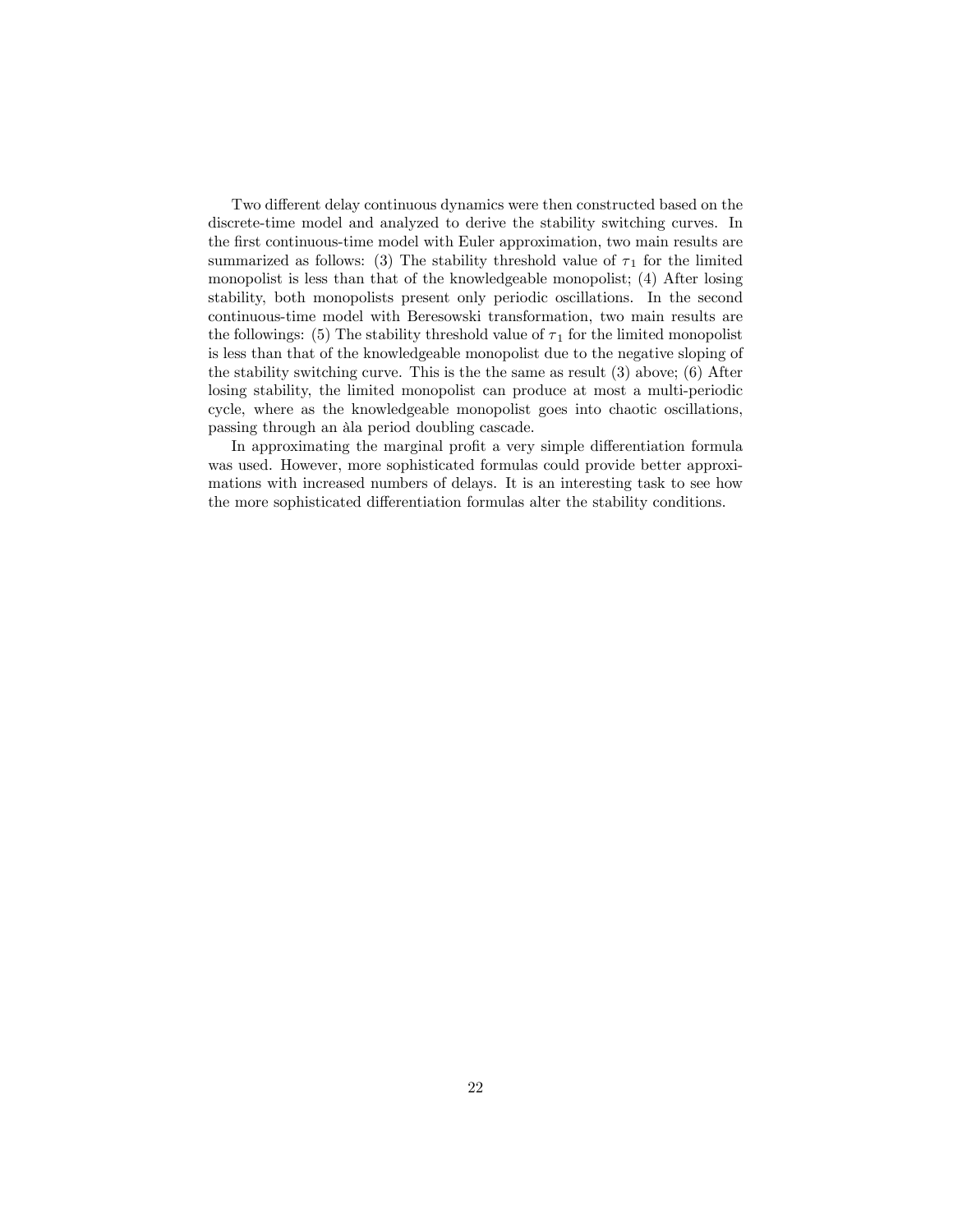Two different delay continuous dynamics were then constructed based on the discrete-time model and analyzed to derive the stability switching curves. In the first continuous-time model with Euler approximation, two main results are summarized as follows: (3) The stability threshold value of $\tau_1$ for the limited monopolist is less than that of the knowledgeable monopolist; (4) After losing stability, both monopolists present only periodic oscillations. In the second continuous-time model with Beresowski transformation, two main results are the followings: (5) The stability threshold value of $\tau_1$ for the limited monopolist is less than that of the knowledgeable monopolist due to the negative sloping of the stability switching curve. This is the the same as result (3) above; (6) After losing stability, the limited monopolist can produce at most a multi-periodic cycle, where as the knowledgeable monopolist goes into chaotic oscillations, passing through an àla period doubling cascade.

In approximating the marginal profit a very simple differentiation formula was used. However, more sophisticated formulas could provide better approximations with increased numbers of delays. It is an interesting task to see how the more sophisticated differentiation formulas alter the stability conditions.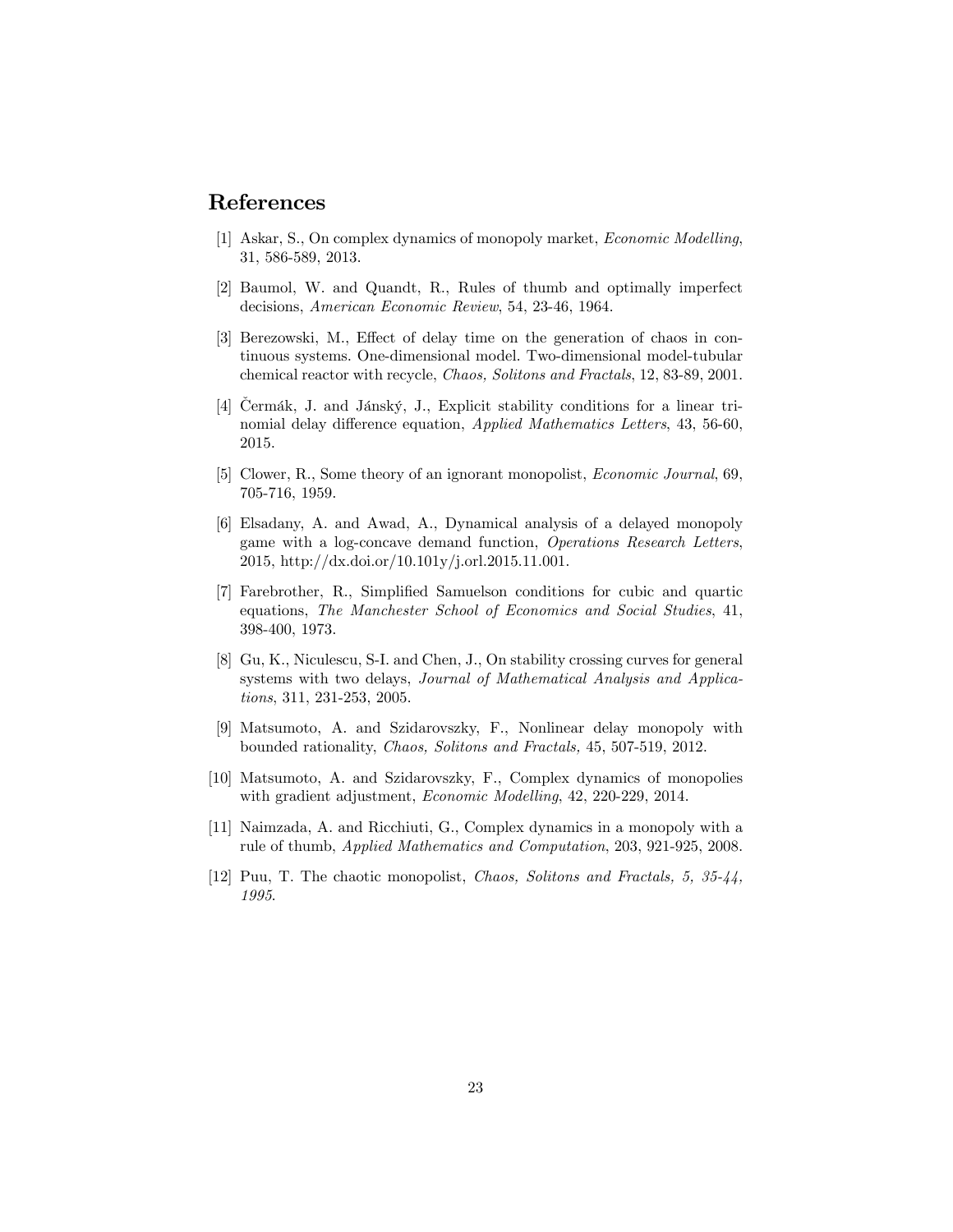## References

[1] Askar, S., On complex dynamics of monopoly market, *Economic Modelling*, 31, 586-589, 2013.

[2] Baumol, W. and Quandt, R., Rules of thumb and optimally imperfect decisions, *American Economic Review*, 54, 23-46, 1964.

[3] Berezowski, M., Effect of delay time on the generation of chaos in continuous systems. One-dimensional model. Two-dimensional model-tubular chemical reactor with recycle, *Chaos, Solitons and Fractals*, 12, 83-89, 2001.

[4] Čermák, J. and Jánský, J., Explicit stability conditions for a linear trinomial delay difference equation, *Applied Mathematics Letters*, 43, 56-60, 2015.

[5] Clower, R., Some theory of an ignorant monopolist, *Economic Journal*, 69, 705-716, 1959.

[6] Elsadany, A. and Awad, A., Dynamical analysis of a delayed monopoly game with a log-concave demand function, *Operations Research Letters*, 2015, http://dx.doi.or/10.101y/j.orl.2015.11.001.

[7] Farebrother, R., Simplified Samuelson conditions for cubic and quartic equations, *The Manchester School of Economics and Social Studies*, 41, 398-400, 1973.

[8] Gu, K., Niculescu, S-I. and Chen, J., On stability crossing curves for general systems with two delays, *Journal of Mathematical Analysis and Applications*, 311, 231-253, 2005.

[9] Matsumoto, A. and Szidarovszky, F., Nonlinear delay monopoly with bounded rationality, *Chaos, Solitons and Fractals,* 45, 507-519, 2012.

[10] Matsumoto, A. and Szidarovszky, F., Complex dynamics of monopolies with gradient adjustment, *Economic Modelling*, 42, 220-229, 2014.

[11] Naimzada, A. and Ricchiuti, G., Complex dynamics in a monopoly with a rule of thumb, *Applied Mathematics and Computation*, 203, 921-925, 2008.

[12] Puu, T. The chaotic monopolist, *Chaos, Solitons and Fractals, 5, 35-44, 1995*.